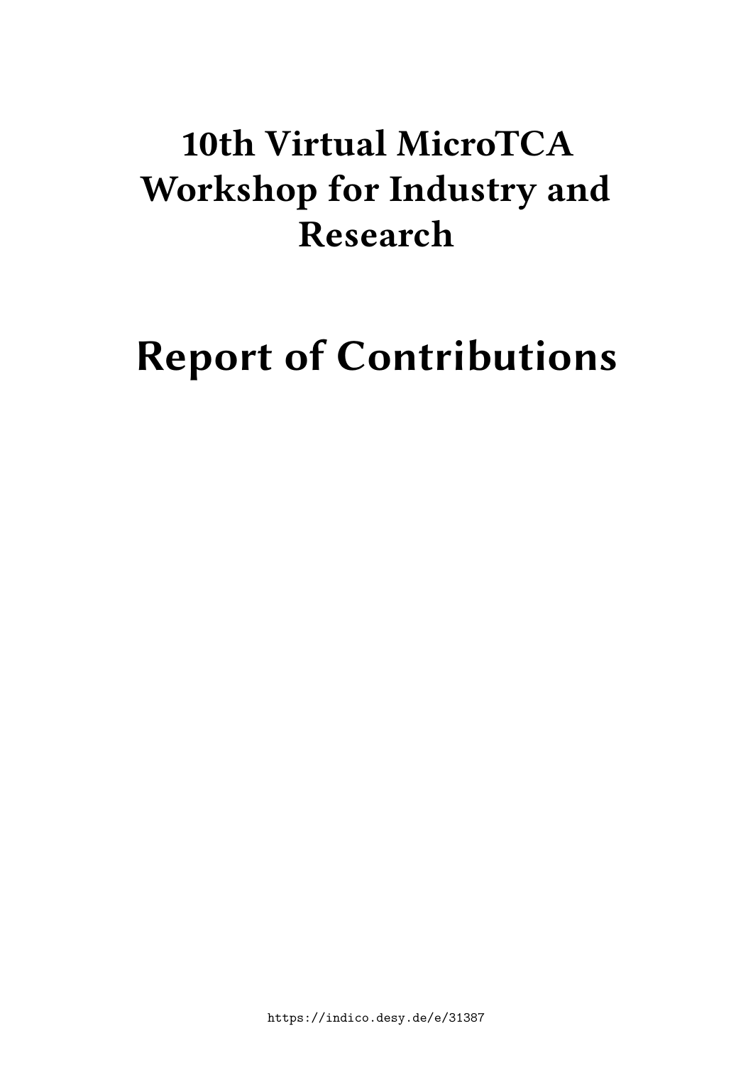# 10th Virtual MicroTCA Workshop for Industry and Research

# Report of Contributions

https://indico.desy.de/e/31387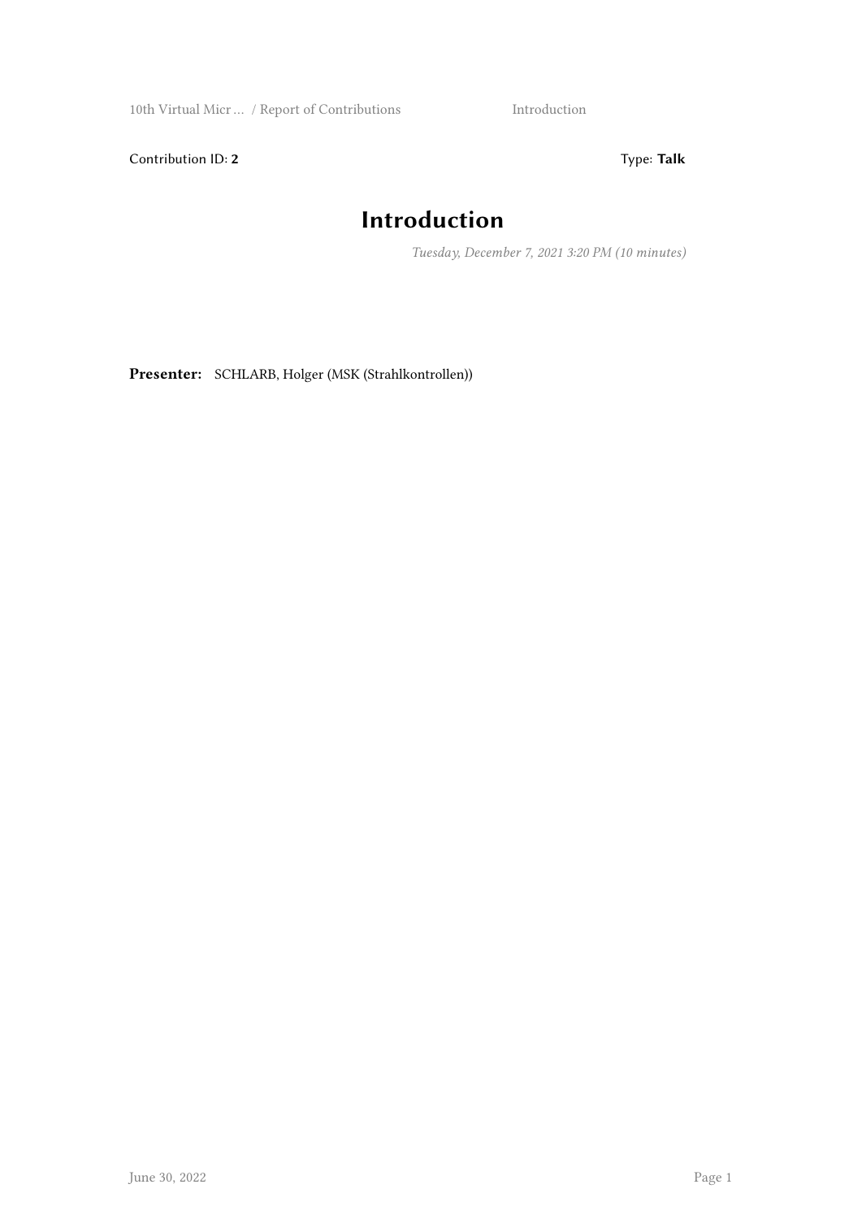Contribution ID: **2** Type: **Talk**

# Introduction

*Tuesday, December 7, 2021 3:20 PM (10 minutes)*

**Presenter:** SCHLARB, Holger (MSK (Strahlkontrollen))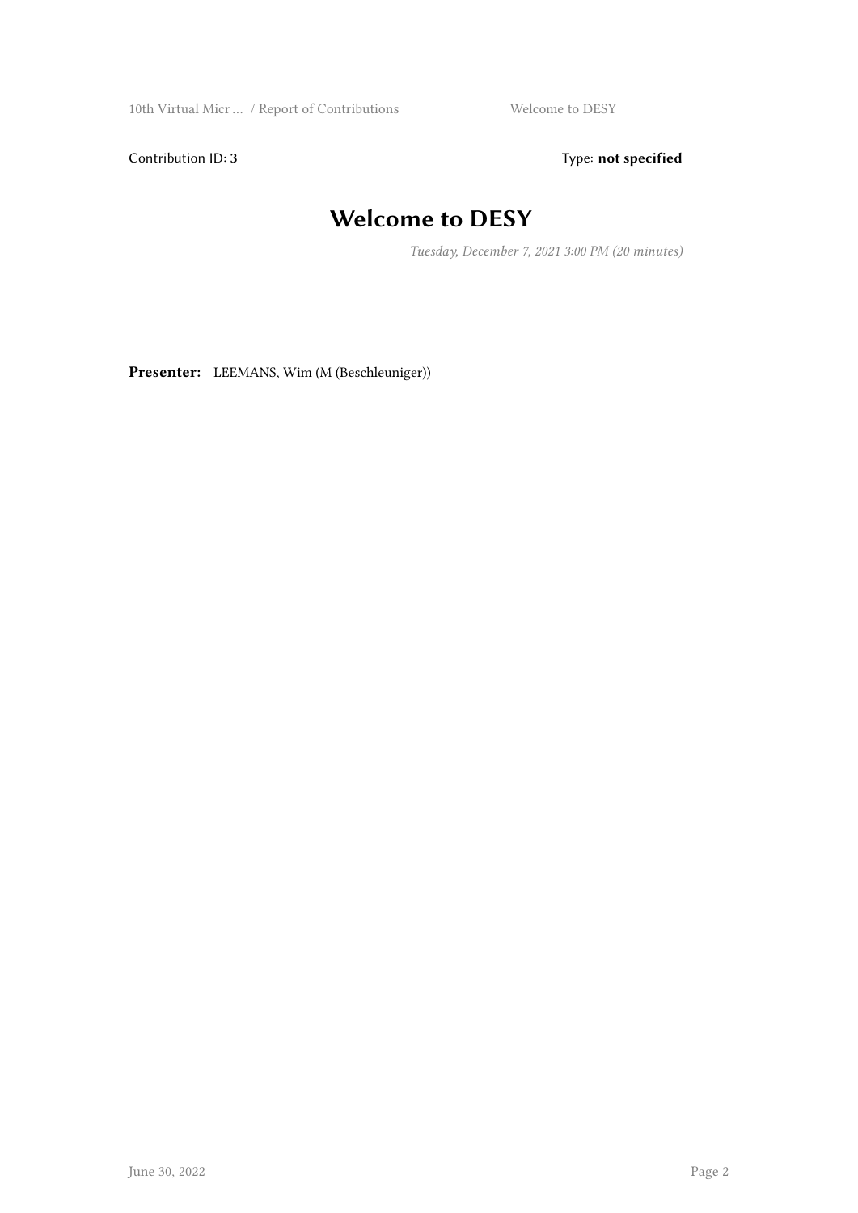Contribution ID: **3**

Type: **not specified**

# Welcome to DESY

*Tuesday, December 7, 2021 3:00 PM (20 minutes)*

**Presenter:** LEEMANS, Wim (M (Beschleuniger))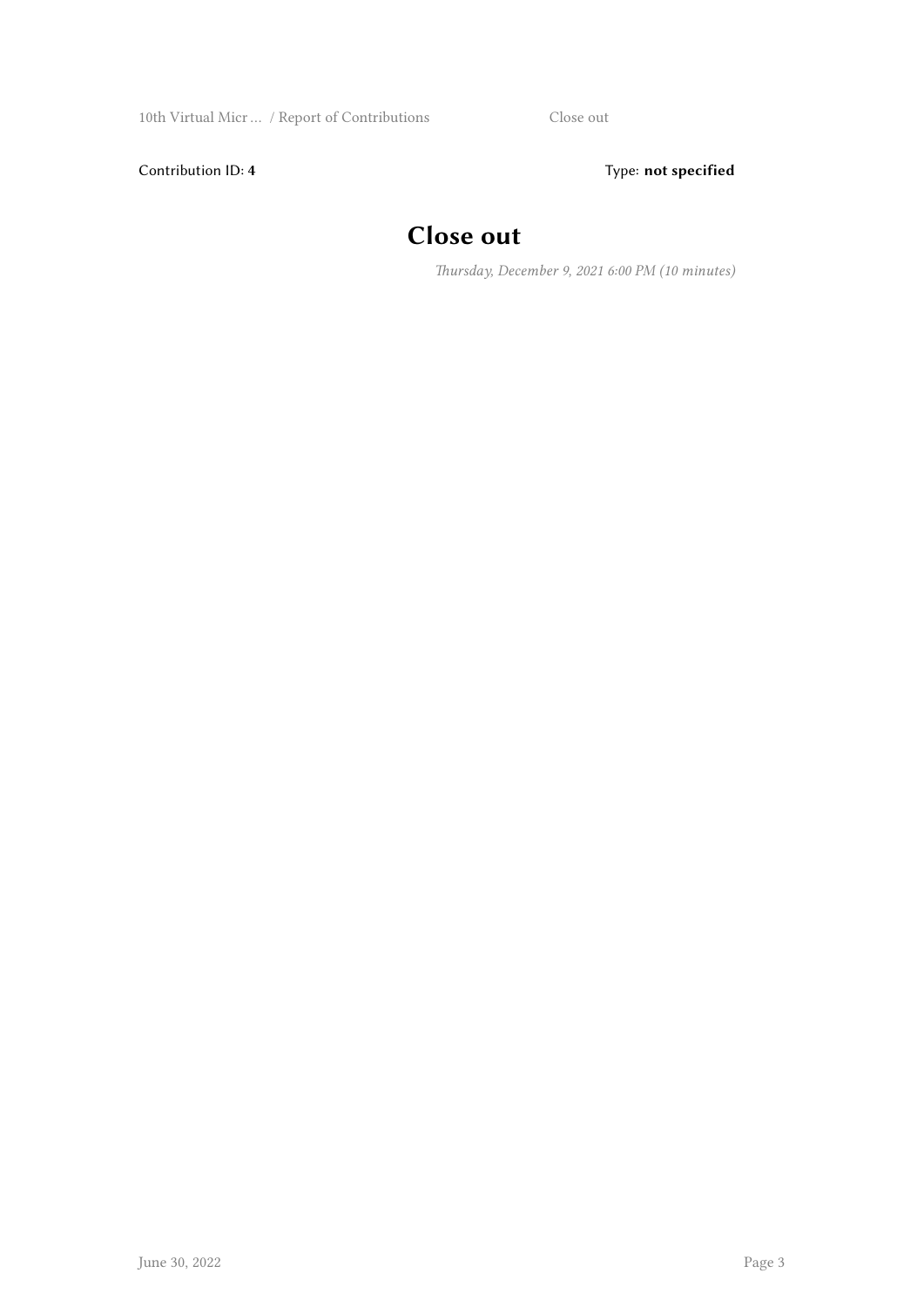Contribution ID: **4** Type: **not specified**

# Close out

*Thursday, December 9, 2021 6:00 PM (10 minutes)*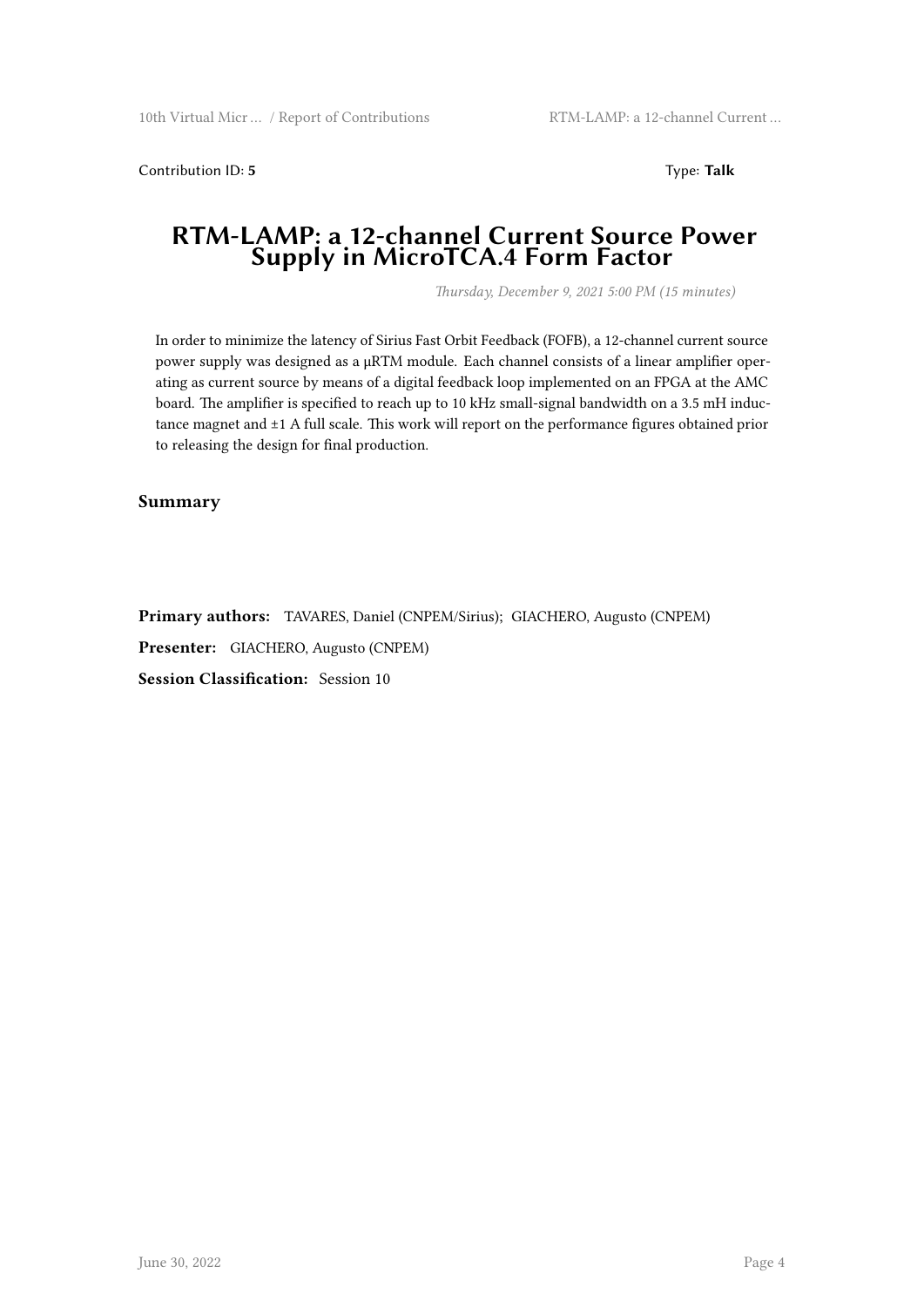Contribution ID: **5**

Type: **Talk**

# RTM-LAMP: a 12-channel Current Source Power Supply in MicroTCA.4 Form Factor

*Thursday, December 9, 2021 5:00 PM (15 minutes)*

In order to minimize the latency of Sirius Fast Orbit Feedback (FOFB), a 12-channel current source power supply was designed as a μRTM module. Each channel consists of a linear amplifier operating as current source by means of a digital feedback loop implemented on an FPGA at the AMC board. The amplifier is specified to reach up to 10 kHz small-signal bandwidth on a 3.5 mH inductance magnet and ±1 A full scale. This work will report on the performance figures obtained prior to releasing the design for final production.

### Summary

**Primary authors:** TAVARES, Daniel (CNPEM/Sirius); GIACHERO, Augusto (CNPEM)

**Presenter:** GIACHERO, Augusto (CNPEM)

**Session Classification:** Session 10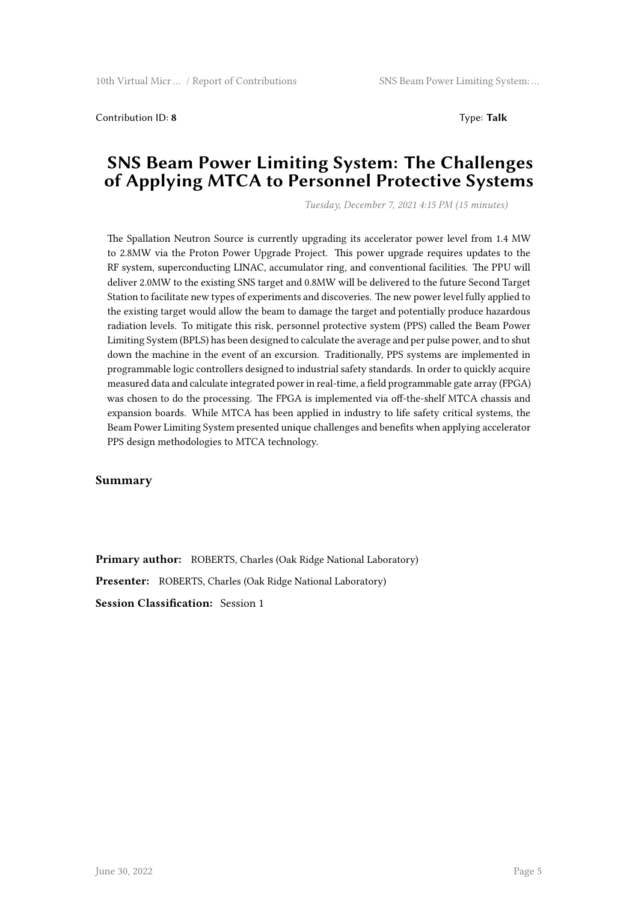Contribution ID: **8** Type: **Talk**

# SNS Beam Power Limiting System: The Challenges of Applying MTCA to Personnel Protective Systems

*Tuesday, December 7, 2021 4:15 PM (15 minutes)*

The Spallation Neutron Source is currently upgrading its accelerator power level from 1.4 MW to 2.8MW via the Proton Power Upgrade Project. This power upgrade requires updates to the RF system, superconducting LINAC, accumulator ring, and conventional facilities. The PPU will deliver 2.0MW to the existing SNS target and 0.8MW will be delivered to the future Second Target Station to facilitate new types of experiments and discoveries. The new power level fully applied to the existing target would allow the beam to damage the target and potentially produce hazardous radiation levels. To mitigate this risk, personnel protective system (PPS) called the Beam Power Limiting System (BPLS) has been designed to calculate the average and per pulse power, and to shut down the machine in the event of an excursion. Traditionally, PPS systems are implemented in programmable logic controllers designed to industrial safety standards. In order to quickly acquire measured data and calculate integrated power in real-time, a field programmable gate array (FPGA) was chosen to do the processing. The FPGA is implemented via off-the-shelf MTCA chassis and expansion boards. While MTCA has been applied in industry to life safety critical systems, the Beam Power Limiting System presented unique challenges and benefits when applying accelerator PPS design methodologies to MTCA technology.

### Summary

**Primary author:** ROBERTS, Charles (Oak Ridge National Laboratory)

**Presenter:** ROBERTS, Charles (Oak Ridge National Laboratory)

**Session Classification:** Session 1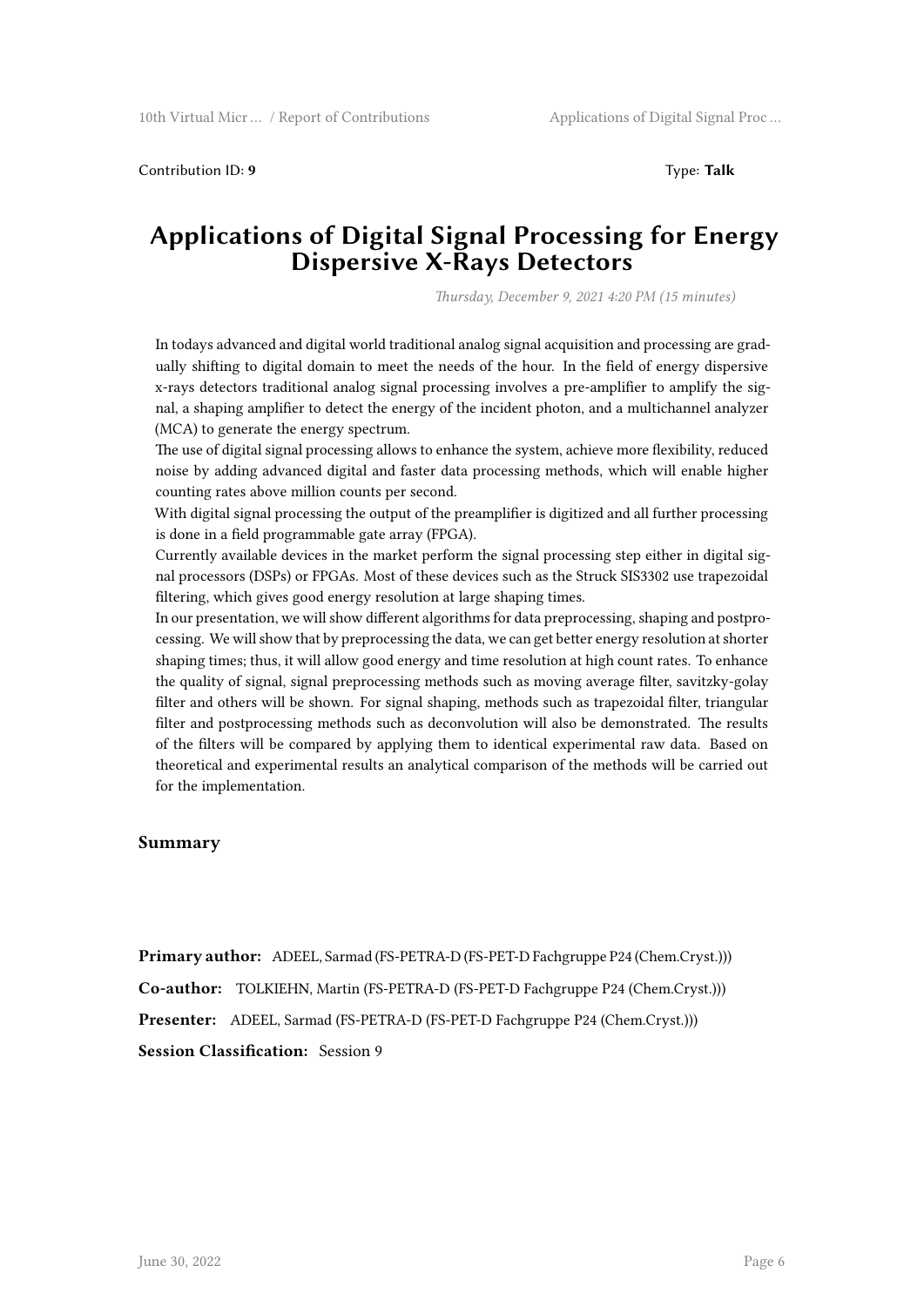Contribution ID: **9** Type: **Talk**

# Applications of Digital Signal Processing for Energy Dispersive X-Rays Detectors

*Thursday, December 9, 2021 4:20 PM (15 minutes)*

In todays advanced and digital world traditional analog signal acquisition and processing are gradually shifting to digital domain to meet the needs of the hour. In the field of energy dispersive x-rays detectors traditional analog signal processing involves a pre-amplifier to amplify the signal, a shaping amplifier to detect the energy of the incident photon, and a multichannel analyzer (MCA) to generate the energy spectrum.

The use of digital signal processing allows to enhance the system, achieve more flexibility, reduced noise by adding advanced digital and faster data processing methods, which will enable higher counting rates above million counts per second.

With digital signal processing the output of the preamplifier is digitized and all further processing is done in a field programmable gate array (FPGA).

Currently available devices in the market perform the signal processing step either in digital signal processors (DSPs) or FPGAs. Most of these devices such as the Struck SIS3302 use trapezoidal filtering, which gives good energy resolution at large shaping times.

In our presentation, we will show different algorithms for data preprocessing, shaping and postprocessing. We will show that by preprocessing the data, we can get better energy resolution at shorter shaping times; thus, it will allow good energy and time resolution at high count rates. To enhance the quality of signal, signal preprocessing methods such as moving average filter, savitzky-golay filter and others will be shown. For signal shaping, methods such as trapezoidal filter, triangular filter and postprocessing methods such as deconvolution will also be demonstrated. The results of the filters will be compared by applying them to identical experimental raw data. Based on theoretical and experimental results an analytical comparison of the methods will be carried out for the implementation.

## Summary

**Primary author:** ADEEL, Sarmad (FS-PETRA-D (FS-PET-D Fachgruppe P24 (Chem.Cryst.)))

**Co-author:** TOLKIEHN, Martin (FS-PETRA-D (FS-PET-D Fachgruppe P24 (Chem.Cryst.)))

**Presenter:** ADEEL, Sarmad (FS-PETRA-D (FS-PET-D Fachgruppe P24 (Chem.Cryst.)))

**Session Classification:** Session 9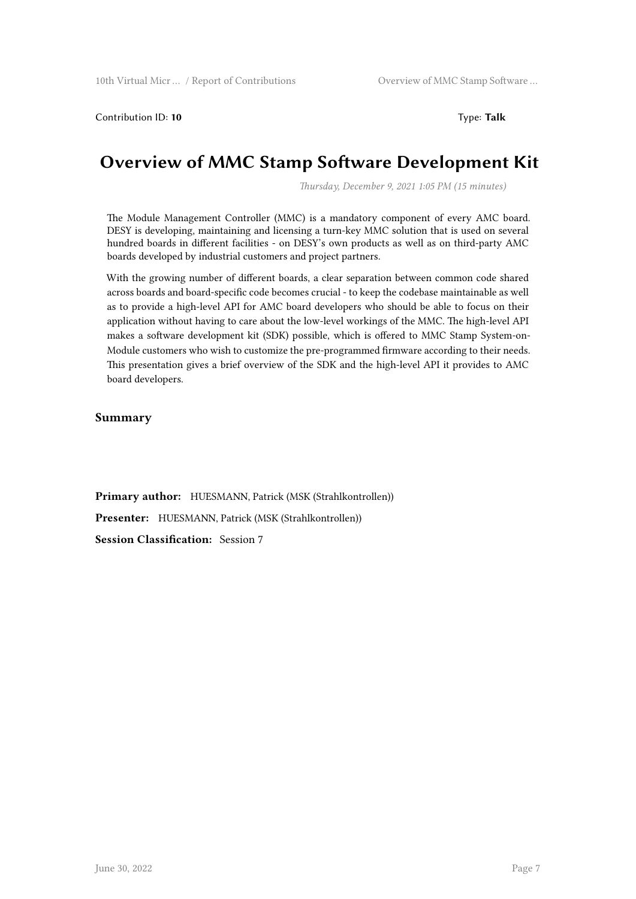Contribution ID: **10** Type: **Talk**

# Overview of MMC Stamp Software Development Kit

*Thursday, December 9, 2021 1:05 PM (15 minutes)*

The Module Management Controller (MMC) is a mandatory component of every AMC board. DESY is developing, maintaining and licensing a turn-key MMC solution that is used on several hundred boards in different facilities - on DESY's own products as well as on third-party AMC boards developed by industrial customers and project partners.

With the growing number of different boards, a clear separation between common code shared across boards and board-specific code becomes crucial - to keep the codebase maintainable as well as to provide a high-level API for AMC board developers who should be able to focus on their application without having to care about the low-level workings of the MMC. The high-level API makes a software development kit (SDK) possible, which is offered to MMC Stamp System-on-Module customers who wish to customize the pre-programmed firmware according to their needs. This presentation gives a brief overview of the SDK and the high-level API it provides to AMC board developers.

### Summary

**Primary author:** HUESMANN, Patrick (MSK (Strahlkontrollen))

**Presenter:** HUESMANN, Patrick (MSK (Strahlkontrollen))

**Session Classification:** Session 7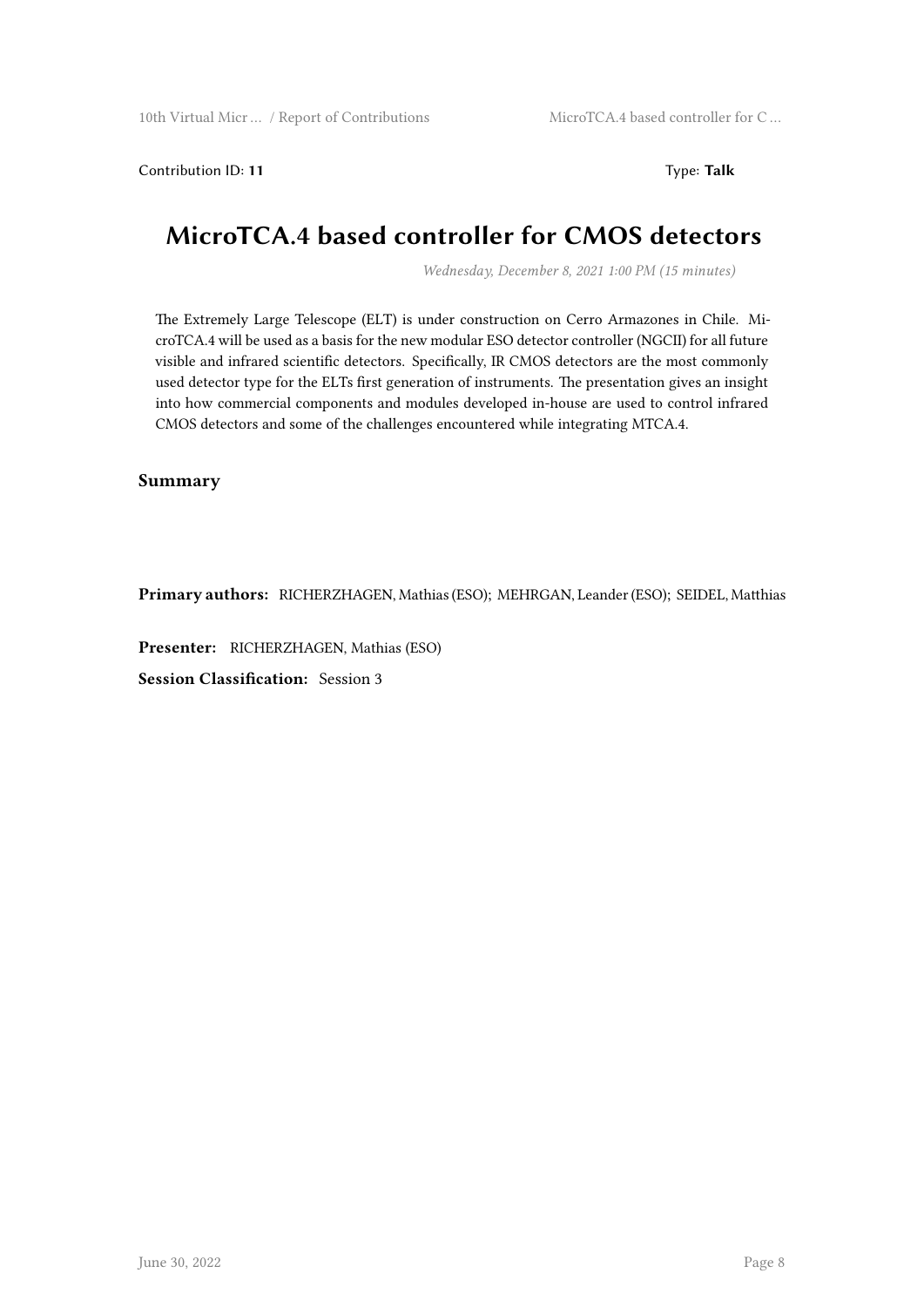Contribution ID: **11** Type: **Talk**

# MicroTCA.4 based controller for CMOS detectors

*Wednesday, December 8, 2021 1:00 PM (15 minutes)*

The Extremely Large Telescope (ELT) is under construction on Cerro Armazones in Chile. MicroTCA.4 will be used as a basis for the new modular ESO detector controller (NGCII) for all future visible and infrared scientific detectors. Specifically, IR CMOS detectors are the most commonly used detector type for the ELTs first generation of instruments. The presentation gives an insight into how commercial components and modules developed in-house are used to control infrared CMOS detectors and some of the challenges encountered while integrating MTCA.4.

## Summary

**Primary authors:** RICHERZHAGEN, Mathias (ESO); MEHRGAN, Leander (ESO); SEIDEL, Matthias

**Presenter:** RICHERZHAGEN, Mathias (ESO)

**Session Classification:** Session 3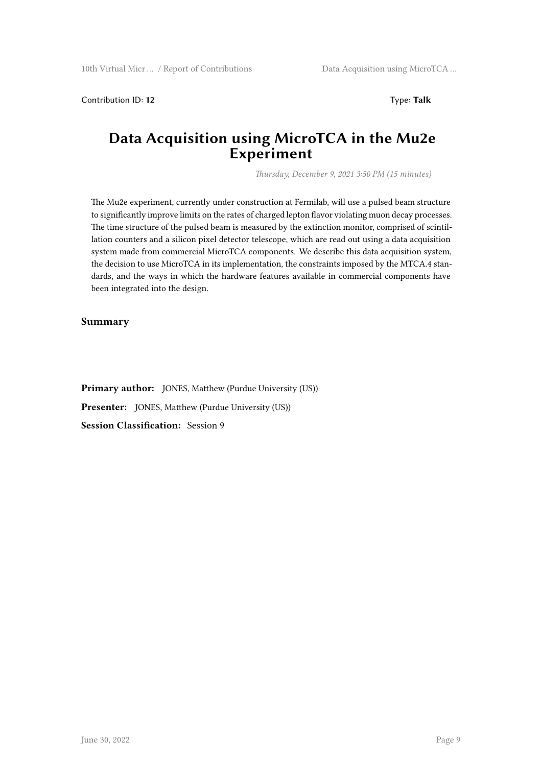Contribution ID: **12**

Type: **Talk**

# Data Acquisition using MicroTCA in the Mu2e Experiment

*Thursday, December 9, 2021 3:50 PM (15 minutes)*

The Mu2e experiment, currently under construction at Fermilab, will use a pulsed beam structure to significantly improve limits on the rates of charged lepton flavor violating muon decay processes. The time structure of the pulsed beam is measured by the extinction monitor, comprised of scintillation counters and a silicon pixel detector telescope, which are read out using a data acquisition system made from commercial MicroTCA components. We describe this data acquisition system, the decision to use MicroTCA in its implementation, the constraints imposed by the MTCA.4 standards, and the ways in which the hardware features available in commercial components have been integrated into the design.

## Summary

**Primary author:** JONES, Matthew (Purdue University (US))

**Presenter:** JONES, Matthew (Purdue University (US))

**Session Classification:** Session 9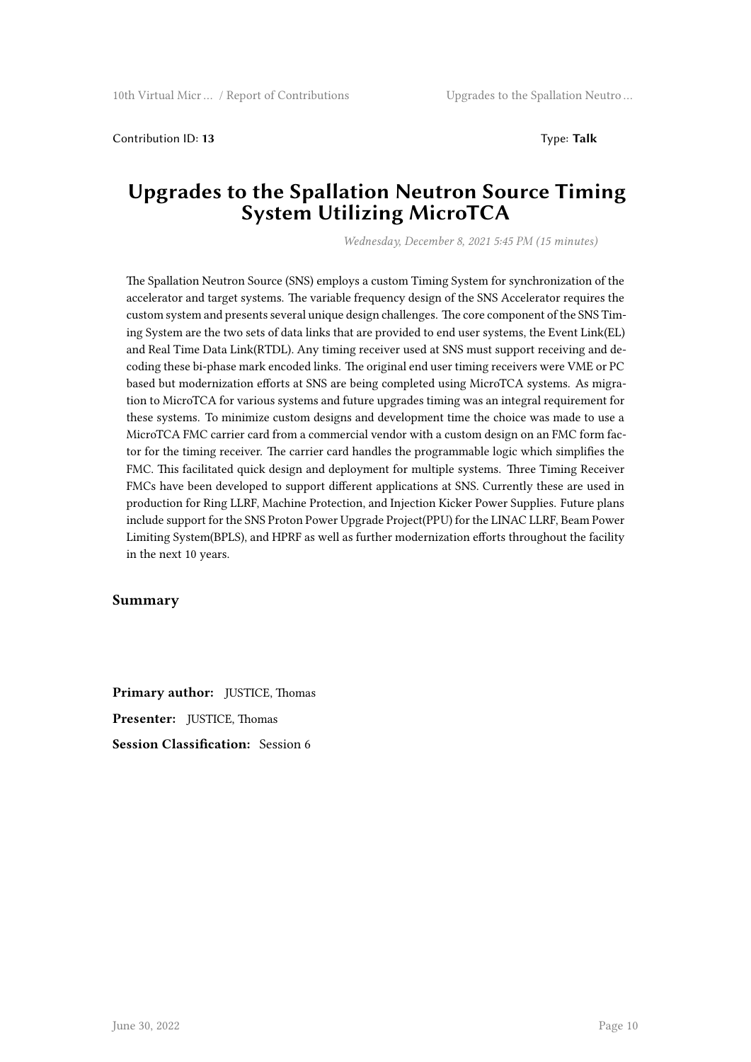Contribution ID: **13** Type: **Talk**

# Upgrades to the Spallation Neutron Source Timing System Utilizing MicroTCA

*Wednesday, December 8, 2021 5:45 PM (15 minutes)*

The Spallation Neutron Source (SNS) employs a custom Timing System for synchronization of the accelerator and target systems. The variable frequency design of the SNS Accelerator requires the custom system and presents several unique design challenges. The core component of the SNS Timing System are the two sets of data links that are provided to end user systems, the Event Link(EL) and Real Time Data Link(RTDL). Any timing receiver used at SNS must support receiving and decoding these bi-phase mark encoded links. The original end user timing receivers were VME or PC based but modernization efforts at SNS are being completed using MicroTCA systems. As migration to MicroTCA for various systems and future upgrades timing was an integral requirement for these systems. To minimize custom designs and development time the choice was made to use a MicroTCA FMC carrier card from a commercial vendor with a custom design on an FMC form factor for the timing receiver. The carrier card handles the programmable logic which simplifies the FMC. This facilitated quick design and deployment for multiple systems. Three Timing Receiver FMCs have been developed to support different applications at SNS. Currently these are used in production for Ring LLRF, Machine Protection, and Injection Kicker Power Supplies. Future plans include support for the SNS Proton Power Upgrade Project(PPU) for the LINAC LLRF, Beam Power Limiting System(BPLS), and HPRF as well as further modernization efforts throughout the facility in the next 10 years.

## Summary

**Primary author:** JUSTICE, Thomas

**Presenter:** JUSTICE, Thomas

**Session Classification:** Session 6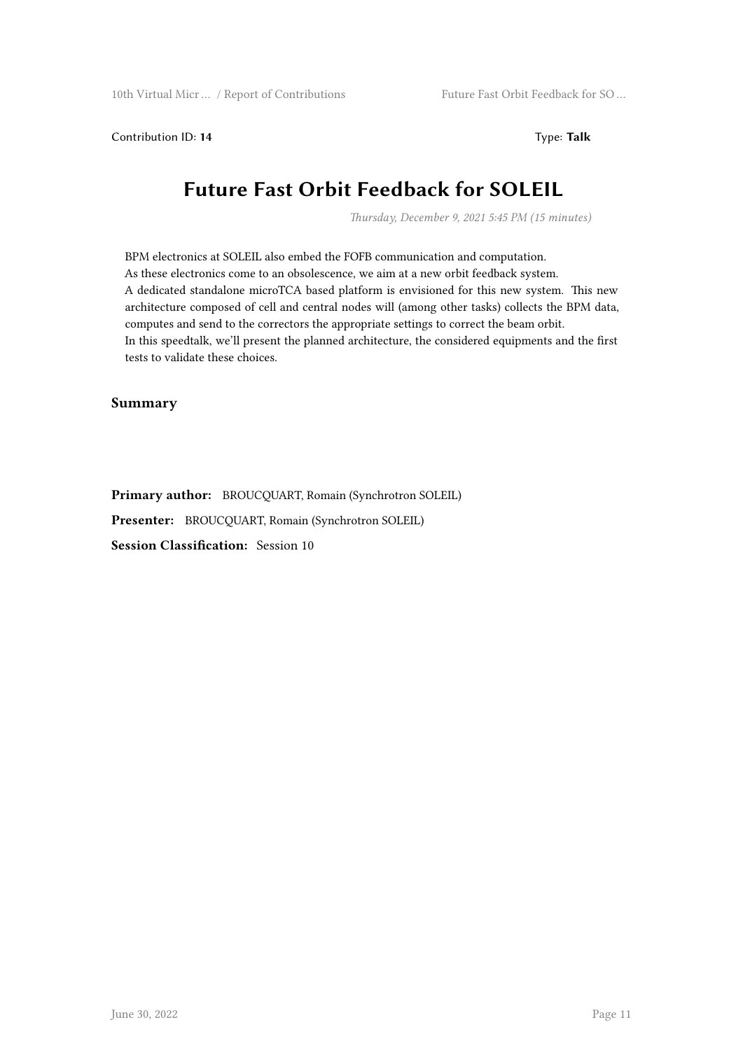Contribution ID: **14** Type: **Talk**

# Future Fast Orbit Feedback for SOLEIL

*Thursday, December 9, 2021 5:45 PM (15 minutes)*

BPM electronics at SOLEIL also embed the FOFB communication and computation.
As these electronics come to an obsolescence, we aim at a new orbit feedback system.
A dedicated standalone microTCA based platform is envisioned for this new system. This new architecture composed of cell and central nodes will (among other tasks) collects the BPM data, computes and send to the correctors the appropriate settings to correct the beam orbit.
In this speedtalk, we'll present the planned architecture, the considered equipments and the first tests to validate these choices.

## Summary

**Primary author:** BROUCQUART, Romain (Synchrotron SOLEIL)

**Presenter:** BROUCQUART, Romain (Synchrotron SOLEIL)

**Session Classification:** Session 10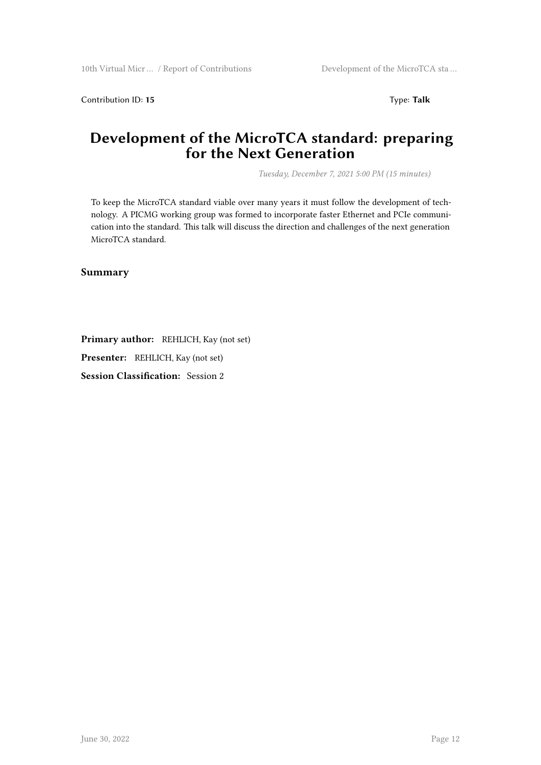Contribution ID: **15** Type: **Talk**

# Development of the MicroTCA standard: preparing for the Next Generation

*Tuesday, December 7, 2021 5:00 PM (15 minutes)*

To keep the MicroTCA standard viable over many years it must follow the development of technology. A PICMG working group was formed to incorporate faster Ethernet and PCIe communication into the standard. This talk will discuss the direction and challenges of the next generation MicroTCA standard.

## Summary

**Primary author:** REHLICH, Kay (not set)

**Presenter:** REHLICH, Kay (not set)

**Session Classification:** Session 2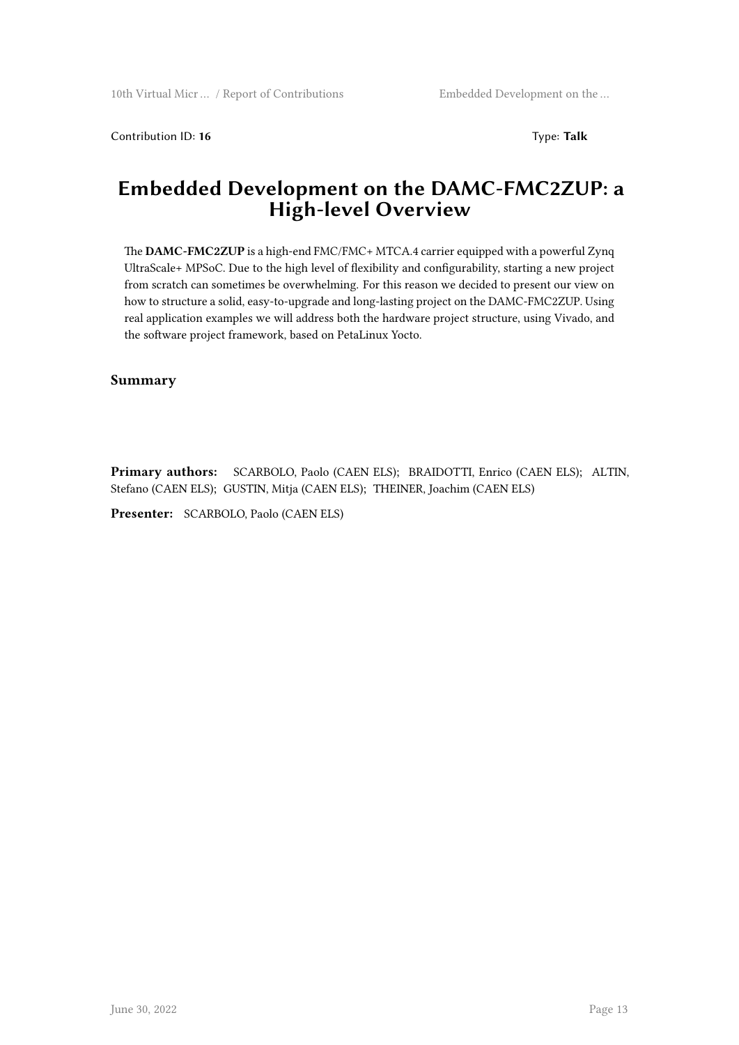Contribution ID: **16** Type: **Talk**

# Embedded Development on the DAMC-FMC2ZUP: a High-level Overview

The **DAMC-FMC2ZUP** is a high-end FMC/FMC+ MTCA.4 carrier equipped with a powerful Zynq UltraScale+ MPSoC. Due to the high level of flexibility and configurability, starting a new project from scratch can sometimes be overwhelming. For this reason we decided to present our view on how to structure a solid, easy-to-upgrade and long-lasting project on the DAMC-FMC2ZUP. Using real application examples we will address both the hardware project structure, using Vivado, and the software project framework, based on PetaLinux Yocto.

## Summary

**Primary authors:** SCARBOLO, Paolo (CAEN ELS); BRAIDOTTI, Enrico (CAEN ELS); ALTIN, Stefano (CAEN ELS); GUSTIN, Mitja (CAEN ELS); THEINER, Joachim (CAEN ELS)

**Presenter:** SCARBOLO, Paolo (CAEN ELS)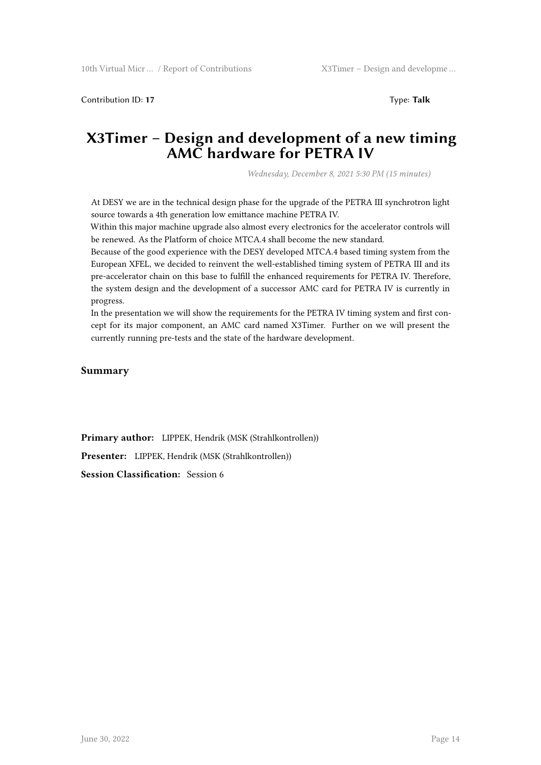Contribution ID: **17** Type: **Talk**

# X3Timer – Design and development of a new timing AMC hardware for PETRA IV

*Wednesday, December 8, 2021 5:30 PM (15 minutes)*

At DESY we are in the technical design phase for the upgrade of the PETRA III synchrotron light source towards a 4th generation low emittance machine PETRA IV.

Within this major machine upgrade also almost every electronics for the accelerator controls will be renewed. As the Platform of choice MTCA.4 shall become the new standard.

Because of the good experience with the DESY developed MTCA.4 based timing system from the European XFEL, we decided to reinvent the well-established timing system of PETRA III and its pre-accelerator chain on this base to fulfill the enhanced requirements for PETRA IV. Therefore, the system design and the development of a successor AMC card for PETRA IV is currently in progress.

In the presentation we will show the requirements for the PETRA IV timing system and first concept for its major component, an AMC card named X3Timer. Further on we will present the currently running pre-tests and the state of the hardware development.

## Summary

**Primary author:** LIPPEK, Hendrik (MSK (Strahlkontrollen))

**Presenter:** LIPPEK, Hendrik (MSK (Strahlkontrollen))

**Session Classification:** Session 6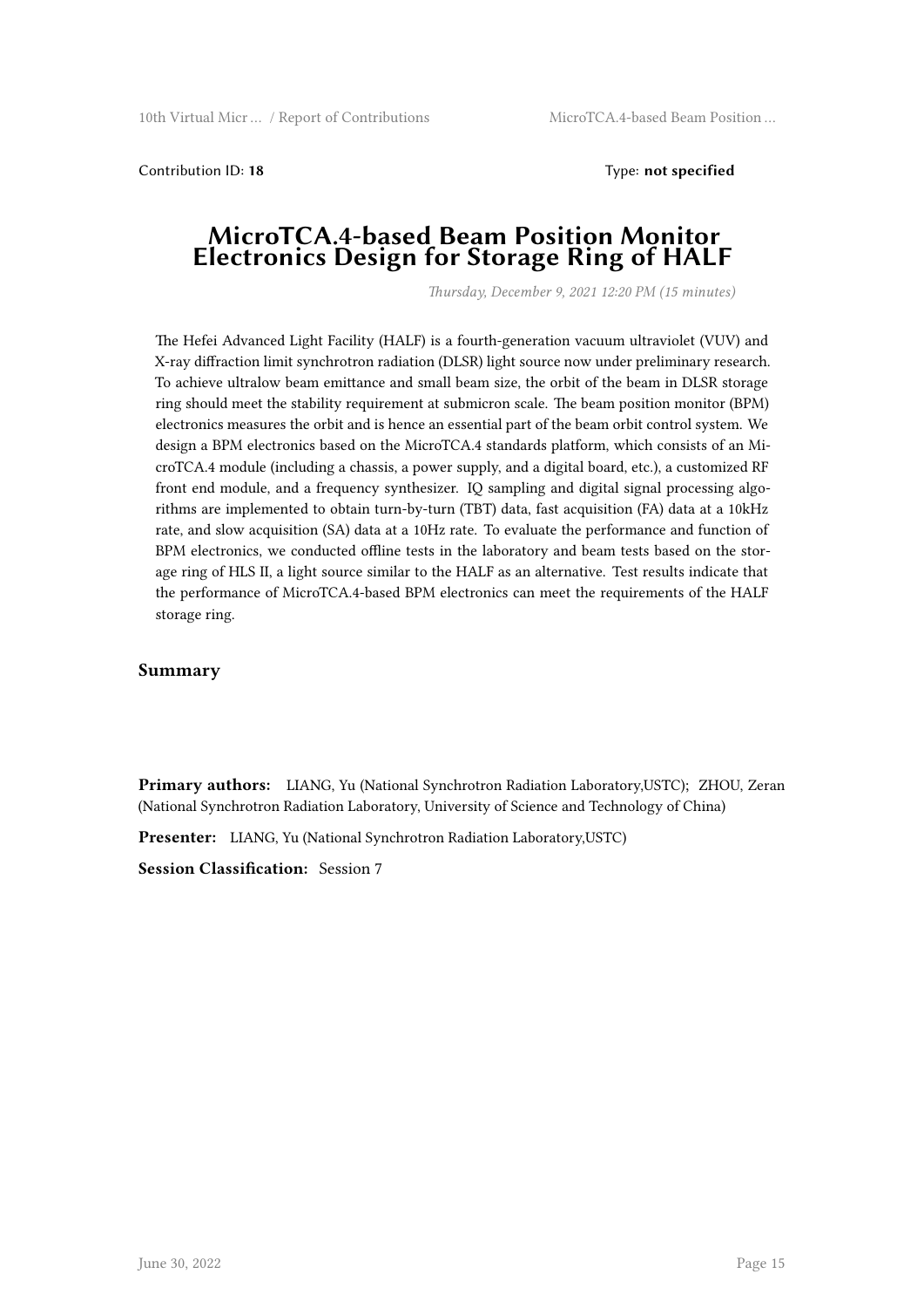Contribution ID: **18** Type: **not specified**

# MicroTCA.4-based Beam Position Monitor Electronics Design for Storage Ring of HALF

*Thursday, December 9, 2021 12:20 PM (15 minutes)*

The Hefei Advanced Light Facility (HALF) is a fourth-generation vacuum ultraviolet (VUV) and X-ray diffraction limit synchrotron radiation (DLSR) light source now under preliminary research. To achieve ultralow beam emittance and small beam size, the orbit of the beam in DLSR storage ring should meet the stability requirement at submicron scale. The beam position monitor (BPM) electronics measures the orbit and is hence an essential part of the beam orbit control system. We design a BPM electronics based on the MicroTCA.4 standards platform, which consists of an MicroTCA.4 module (including a chassis, a power supply, and a digital board, etc.), a customized RF front end module, and a frequency synthesizer. IQ sampling and digital signal processing algorithms are implemented to obtain turn-by-turn (TBT) data, fast acquisition (FA) data at a 10kHz rate, and slow acquisition (SA) data at a 10Hz rate. To evaluate the performance and function of BPM electronics, we conducted offline tests in the laboratory and beam tests based on the storage ring of HLS II, a light source similar to the HALF as an alternative. Test results indicate that the performance of MicroTCA.4-based BPM electronics can meet the requirements of the HALF storage ring.

## Summary

**Primary authors:** LIANG, Yu (National Synchrotron Radiation Laboratory,USTC); ZHOU, Zeran (National Synchrotron Radiation Laboratory, University of Science and Technology of China)

**Presenter:** LIANG, Yu (National Synchrotron Radiation Laboratory,USTC)

**Session Classification:** Session 7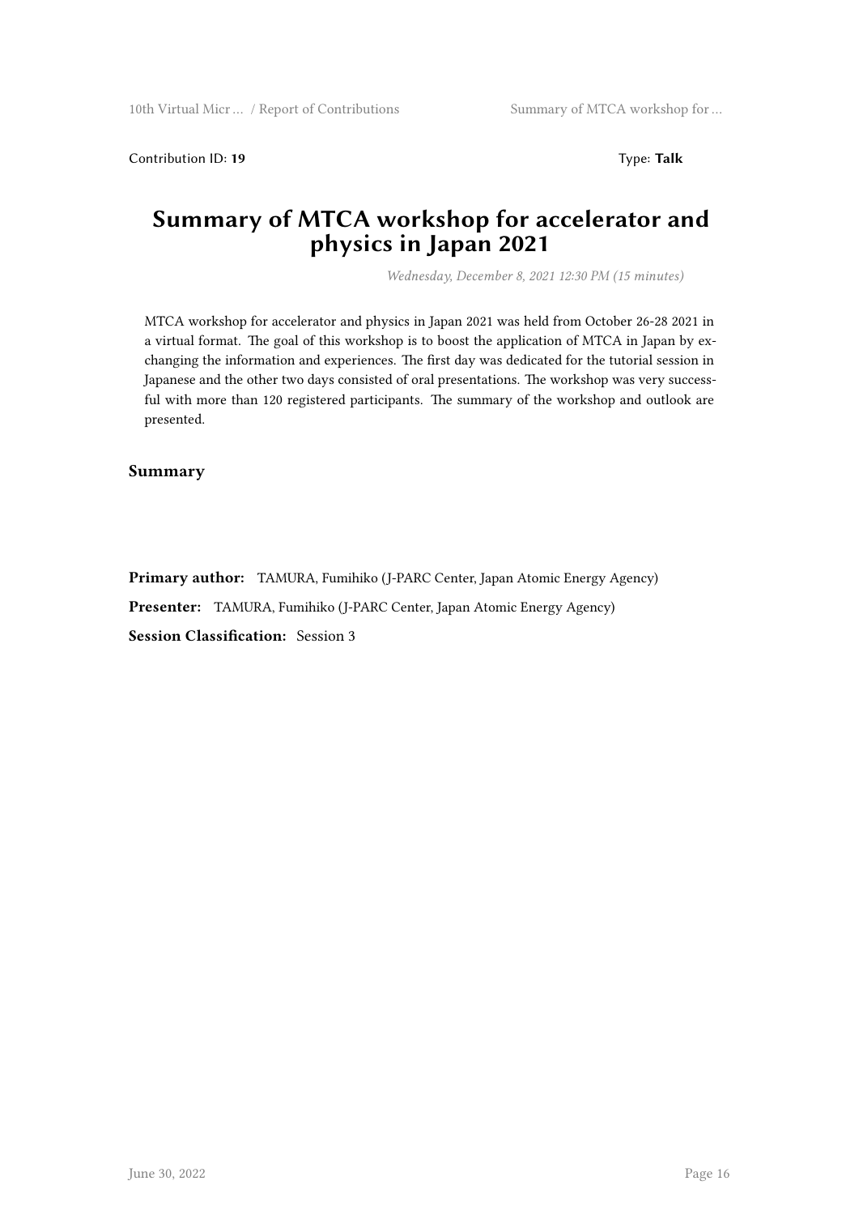Contribution ID: **19** Type: **Talk**

# Summary of MTCA workshop for accelerator and physics in Japan 2021

*Wednesday, December 8, 2021 12:30 PM (15 minutes)*

MTCA workshop for accelerator and physics in Japan 2021 was held from October 26-28 2021 in a virtual format. The goal of this workshop is to boost the application of MTCA in Japan by exchanging the information and experiences. The first day was dedicated for the tutorial session in Japanese and the other two days consisted of oral presentations. The workshop was very successful with more than 120 registered participants. The summary of the workshop and outlook are presented.

## Summary

**Primary author:** TAMURA, Fumihiko (J-PARC Center, Japan Atomic Energy Agency)

**Presenter:** TAMURA, Fumihiko (J-PARC Center, Japan Atomic Energy Agency)

**Session Classification:** Session 3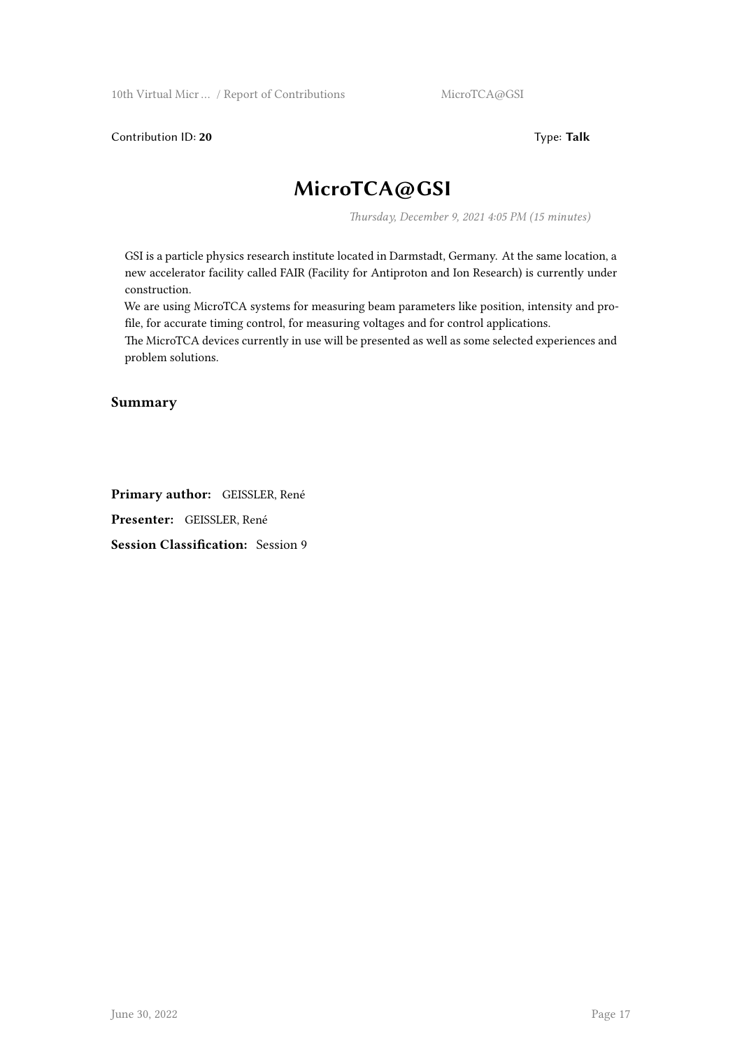Contribution ID: **20** Type: **Talk**

# MicroTCA@GSI

*Thursday, December 9, 2021 4:05 PM (15 minutes)*

GSI is a particle physics research institute located in Darmstadt, Germany. At the same location, a new accelerator facility called FAIR (Facility for Antiproton and Ion Research) is currently under construction.
We are using MicroTCA systems for measuring beam parameters like position, intensity and profile, for accurate timing control, for measuring voltages and for control applications.
The MicroTCA devices currently in use will be presented as well as some selected experiences and problem solutions.

### Summary

**Primary author:** GEISSLER, René

**Presenter:** GEISSLER, René

**Session Classification:** Session 9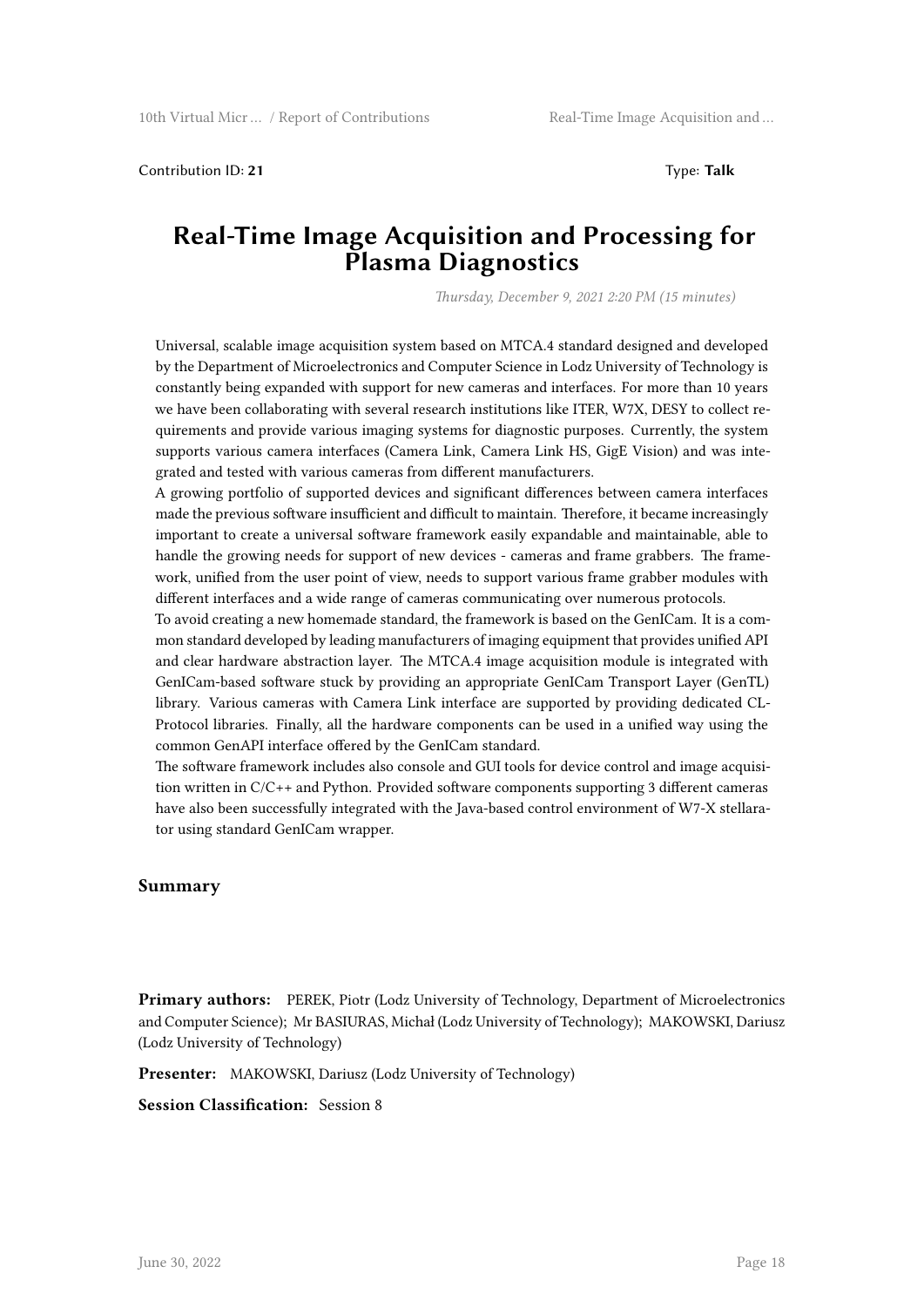Contribution ID: **21** Type: **Talk**

# Real-Time Image Acquisition and Processing for Plasma Diagnostics

*Thursday, December 9, 2021 2:20 PM (15 minutes)*

Universal, scalable image acquisition system based on MTCA.4 standard designed and developed by the Department of Microelectronics and Computer Science in Lodz University of Technology is constantly being expanded with support for new cameras and interfaces. For more than 10 years we have been collaborating with several research institutions like ITER, W7X, DESY to collect requirements and provide various imaging systems for diagnostic purposes. Currently, the system supports various camera interfaces (Camera Link, Camera Link HS, GigE Vision) and was integrated and tested with various cameras from different manufacturers.

A growing portfolio of supported devices and significant differences between camera interfaces made the previous software insufficient and difficult to maintain. Therefore, it became increasingly important to create a universal software framework easily expandable and maintainable, able to handle the growing needs for support of new devices - cameras and frame grabbers. The framework, unified from the user point of view, needs to support various frame grabber modules with different interfaces and a wide range of cameras communicating over numerous protocols.

To avoid creating a new homemade standard, the framework is based on the GenICam. It is a common standard developed by leading manufacturers of imaging equipment that provides unified API and clear hardware abstraction layer. The MTCA.4 image acquisition module is integrated with GenICam-based software stuck by providing an appropriate GenICam Transport Layer (GenTL) library. Various cameras with Camera Link interface are supported by providing dedicated CL-Protocol libraries. Finally, all the hardware components can be used in a unified way using the common GenAPI interface offered by the GenICam standard.

The software framework includes also console and GUI tools for device control and image acquisition written in C/C++ and Python. Provided software components supporting 3 different cameras have also been successfully integrated with the Java-based control environment of W7-X stellarator using standard GenICam wrapper.

### Summary

**Primary authors:** PEREK, Piotr (Lodz University of Technology, Department of Microelectronics and Computer Science); Mr BASIURAS, Michał (Lodz University of Technology); MAKOWSKI, Dariusz (Lodz University of Technology)

**Presenter:** MAKOWSKI, Dariusz (Lodz University of Technology)

**Session Classification:** Session 8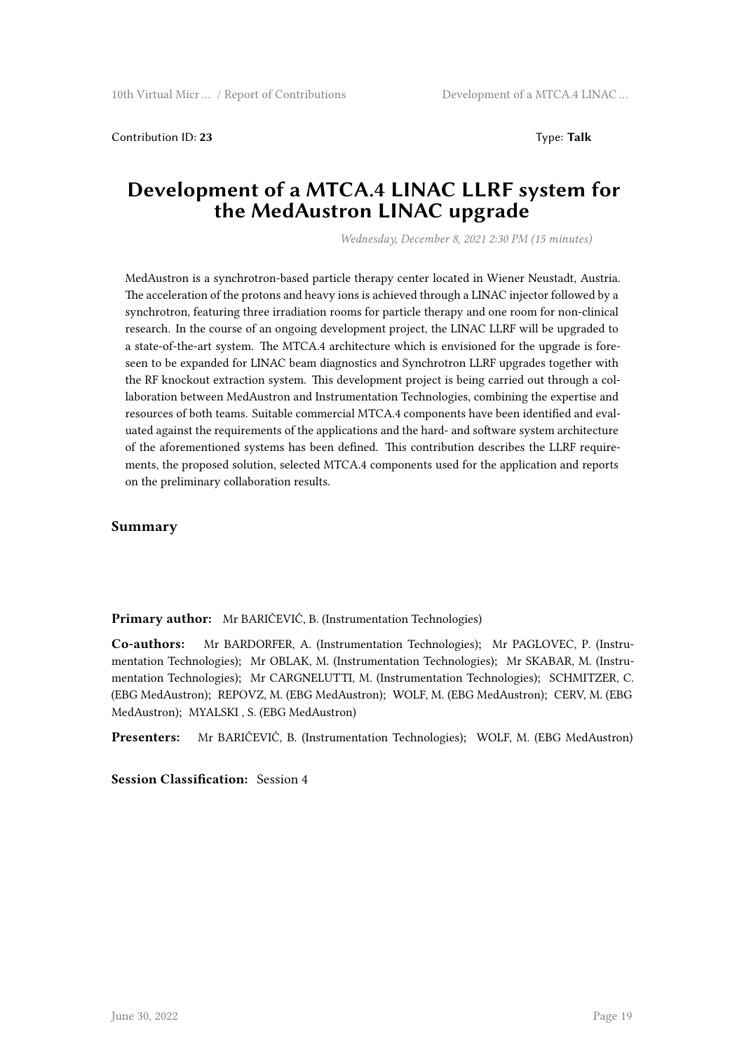Contribution ID: **23** Type: **Talk**

# Development of a MTCA.4 LINAC LLRF system for the MedAustron LINAC upgrade

*Wednesday, December 8, 2021 2:30 PM (15 minutes)*

MedAustron is a synchrotron-based particle therapy center located in Wiener Neustadt, Austria. The acceleration of the protons and heavy ions is achieved through a LINAC injector followed by a synchrotron, featuring three irradiation rooms for particle therapy and one room for non-clinical research. In the course of an ongoing development project, the LINAC LLRF will be upgraded to a state-of-the-art system. The MTCA.4 architecture which is envisioned for the upgrade is foreseen to be expanded for LINAC beam diagnostics and Synchrotron LLRF upgrades together with the RF knockout extraction system. This development project is being carried out through a collaboration between MedAustron and Instrumentation Technologies, combining the expertise and resources of both teams. Suitable commercial MTCA.4 components have been identified and evaluated against the requirements of the applications and the hard- and software system architecture of the aforementioned systems has been defined. This contribution describes the LLRF requirements, the proposed solution, selected MTCA.4 components used for the application and reports on the preliminary collaboration results.

**Summary**

**Primary author:** Mr BARIČEVIĆ, B. (Instrumentation Technologies)

**Co-authors:** Mr BARDORFER, A. (Instrumentation Technologies); Mr PAGLOVEC, P. (Instrumentation Technologies); Mr OBLAK, M. (Instrumentation Technologies); Mr SKABAR, M. (Instrumentation Technologies); Mr CARGNELUTTI, M. (Instrumentation Technologies); SCHMITZER, C. (EBG MedAustron); REPOVZ, M. (EBG MedAustron); WOLF, M. (EBG MedAustron); CERV, M. (EBG MedAustron); MYALSKI , S. (EBG MedAustron)

**Presenters:** Mr BARIČEVIĆ, B. (Instrumentation Technologies); WOLF, M. (EBG MedAustron)

**Session Classification:** Session 4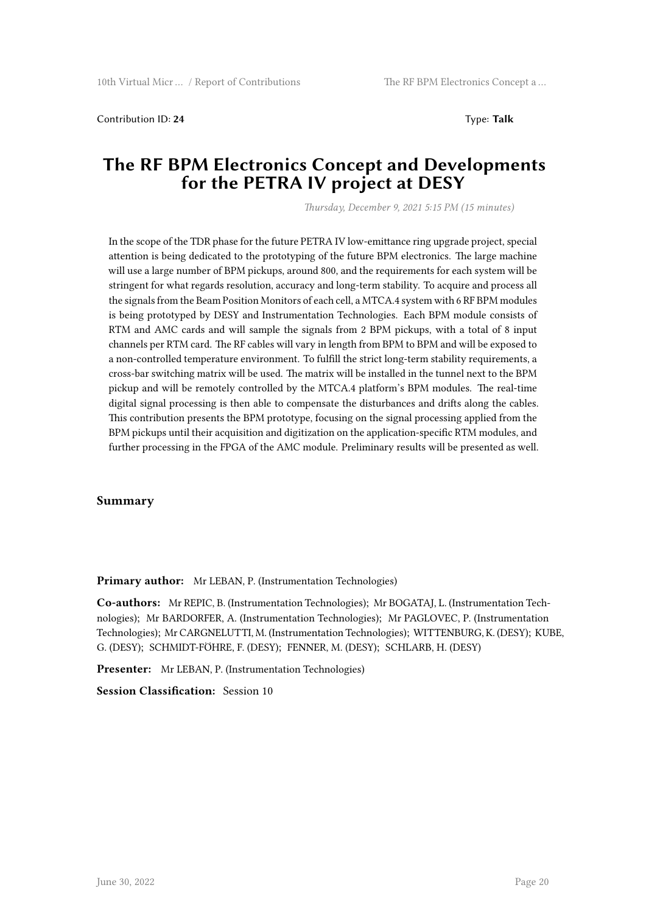Contribution ID: **24**

Type: **Talk**

# The RF BPM Electronics Concept and Developments for the PETRA IV project at DESY

*Thursday, December 9, 2021 5:15 PM (15 minutes)*

In the scope of the TDR phase for the future PETRA IV low-emittance ring upgrade project, special attention is being dedicated to the prototyping of the future BPM electronics. The large machine will use a large number of BPM pickups, around 800, and the requirements for each system will be stringent for what regards resolution, accuracy and long-term stability. To acquire and process all the signals from the Beam Position Monitors of each cell, a MTCA.4 system with 6 RF BPM modules is being prototyped by DESY and Instrumentation Technologies. Each BPM module consists of RTM and AMC cards and will sample the signals from 2 BPM pickups, with a total of 8 input channels per RTM card. The RF cables will vary in length from BPM to BPM and will be exposed to a non-controlled temperature environment. To fulfill the strict long-term stability requirements, a cross-bar switching matrix will be used. The matrix will be installed in the tunnel next to the BPM pickup and will be remotely controlled by the MTCA.4 platform's BPM modules. The real-time digital signal processing is then able to compensate the disturbances and drifts along the cables. This contribution presents the BPM prototype, focusing on the signal processing applied from the BPM pickups until their acquisition and digitization on the application-specific RTM modules, and further processing in the FPGA of the AMC module. Preliminary results will be presented as well.

### Summary

**Primary author:** Mr LEBAN, P. (Instrumentation Technologies)

**Co-authors:** Mr REPIC, B. (Instrumentation Technologies); Mr BOGATAJ, L. (Instrumentation Technologies); Mr BARDORFER, A. (Instrumentation Technologies); Mr PAGLOVEC, P. (Instrumentation Technologies); Mr CARGNELUTTI, M. (Instrumentation Technologies); WITTENBURG, K. (DESY); KUBE, G. (DESY); SCHMIDT-FÖHRE, F. (DESY); FENNER, M. (DESY); SCHLARB, H. (DESY)

**Presenter:** Mr LEBAN, P. (Instrumentation Technologies)

**Session Classification:** Session 10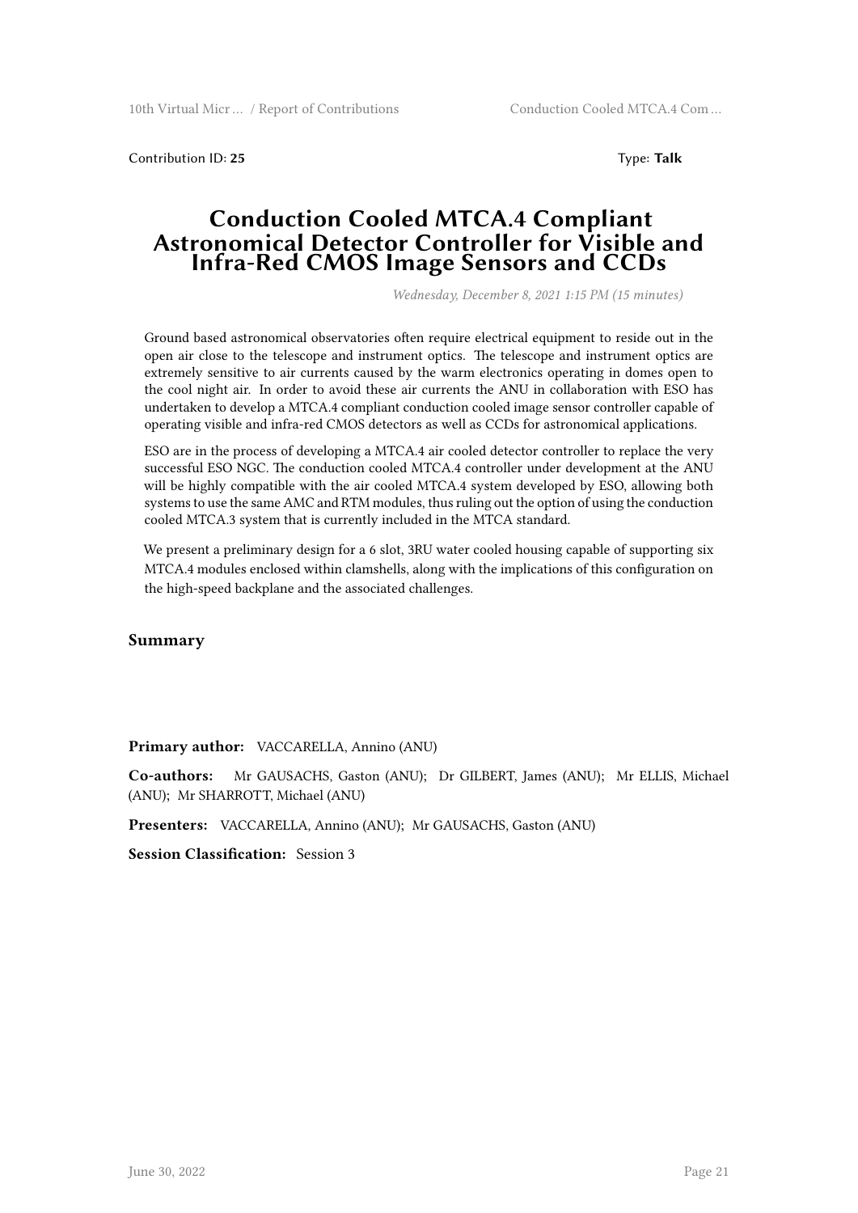Contribution ID: **25**

Type: **Talk**

# Conduction Cooled MTCA.4 Compliant Astronomical Detector Controller for Visible and Infra-Red CMOS Image Sensors and CCDs

*Wednesday, December 8, 2021 1:15 PM (15 minutes)*

Ground based astronomical observatories often require electrical equipment to reside out in the open air close to the telescope and instrument optics. The telescope and instrument optics are extremely sensitive to air currents caused by the warm electronics operating in domes open to the cool night air. In order to avoid these air currents the ANU in collaboration with ESO has undertaken to develop a MTCA.4 compliant conduction cooled image sensor controller capable of operating visible and infra-red CMOS detectors as well as CCDs for astronomical applications.

ESO are in the process of developing a MTCA.4 air cooled detector controller to replace the very successful ESO NGC. The conduction cooled MTCA.4 controller under development at the ANU will be highly compatible with the air cooled MTCA.4 system developed by ESO, allowing both systems to use the same AMC and RTM modules, thus ruling out the option of using the conduction cooled MTCA.3 system that is currently included in the MTCA standard.

We present a preliminary design for a 6 slot, 3RU water cooled housing capable of supporting six MTCA.4 modules enclosed within clamshells, along with the implications of this configuration on the high-speed backplane and the associated challenges.

## Summary

**Primary author:** VACCARELLA, Annino (ANU)

**Co-authors:** Mr GAUSACHS, Gaston (ANU); Dr GILBERT, James (ANU); Mr ELLIS, Michael (ANU); Mr SHARROTT, Michael (ANU)

**Presenters:** VACCARELLA, Annino (ANU); Mr GAUSACHS, Gaston (ANU)

**Session Classification:** Session 3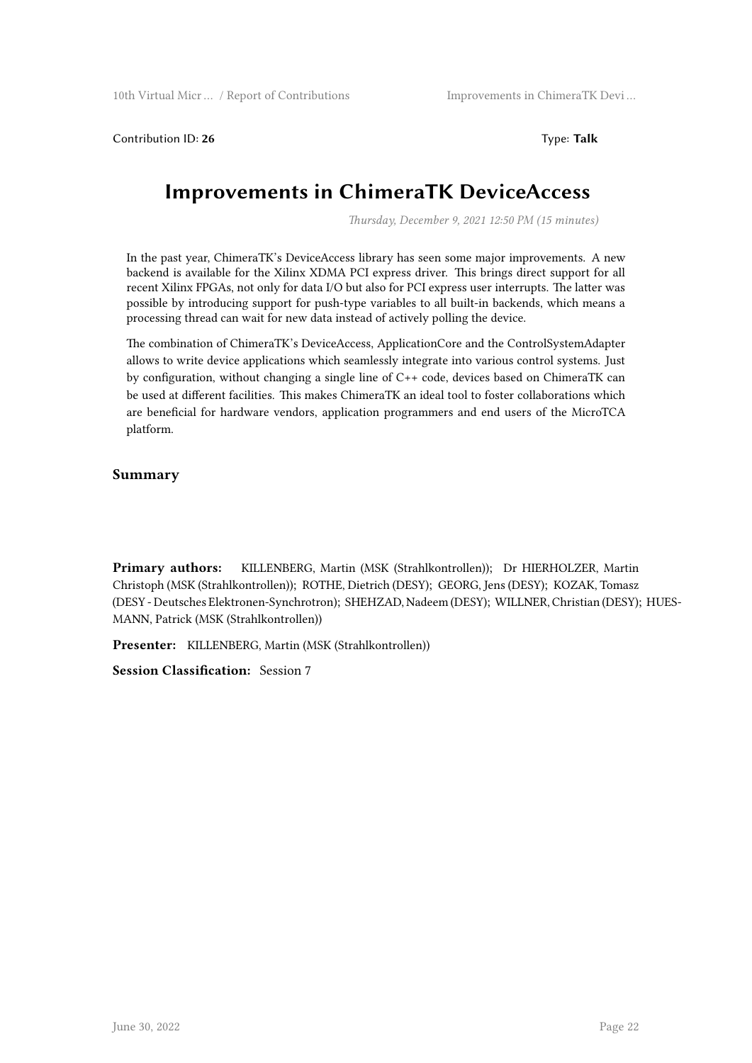Contribution ID: **26** Type: **Talk**

# Improvements in ChimeraTK DeviceAccess

*Thursday, December 9, 2021 12:50 PM (15 minutes)*

In the past year, ChimeraTK's DeviceAccess library has seen some major improvements. A new backend is available for the Xilinx XDMA PCI express driver. This brings direct support for all recent Xilinx FPGAs, not only for data I/O but also for PCI express user interrupts. The latter was possible by introducing support for push-type variables to all built-in backends, which means a processing thread can wait for new data instead of actively polling the device.

The combination of ChimeraTK's DeviceAccess, ApplicationCore and the ControlSystemAdapter allows to write device applications which seamlessly integrate into various control systems. Just by configuration, without changing a single line of C++ code, devices based on ChimeraTK can be used at different facilities. This makes ChimeraTK an ideal tool to foster collaborations which are beneficial for hardware vendors, application programmers and end users of the MicroTCA platform.

### Summary

**Primary authors:** KILLENBERG, Martin (MSK (Strahlkontrollen)); Dr HIERHOLZER, Martin Christoph (MSK (Strahlkontrollen)); ROTHE, Dietrich (DESY); GEORG, Jens (DESY); KOZAK, Tomasz (DESY - Deutsches Elektronen-Synchrotron); SHEHZAD, Nadeem (DESY); WILLNER, Christian (DESY); HUESMANN, Patrick (MSK (Strahlkontrollen))

**Presenter:** KILLENBERG, Martin (MSK (Strahlkontrollen))

**Session Classification:** Session 7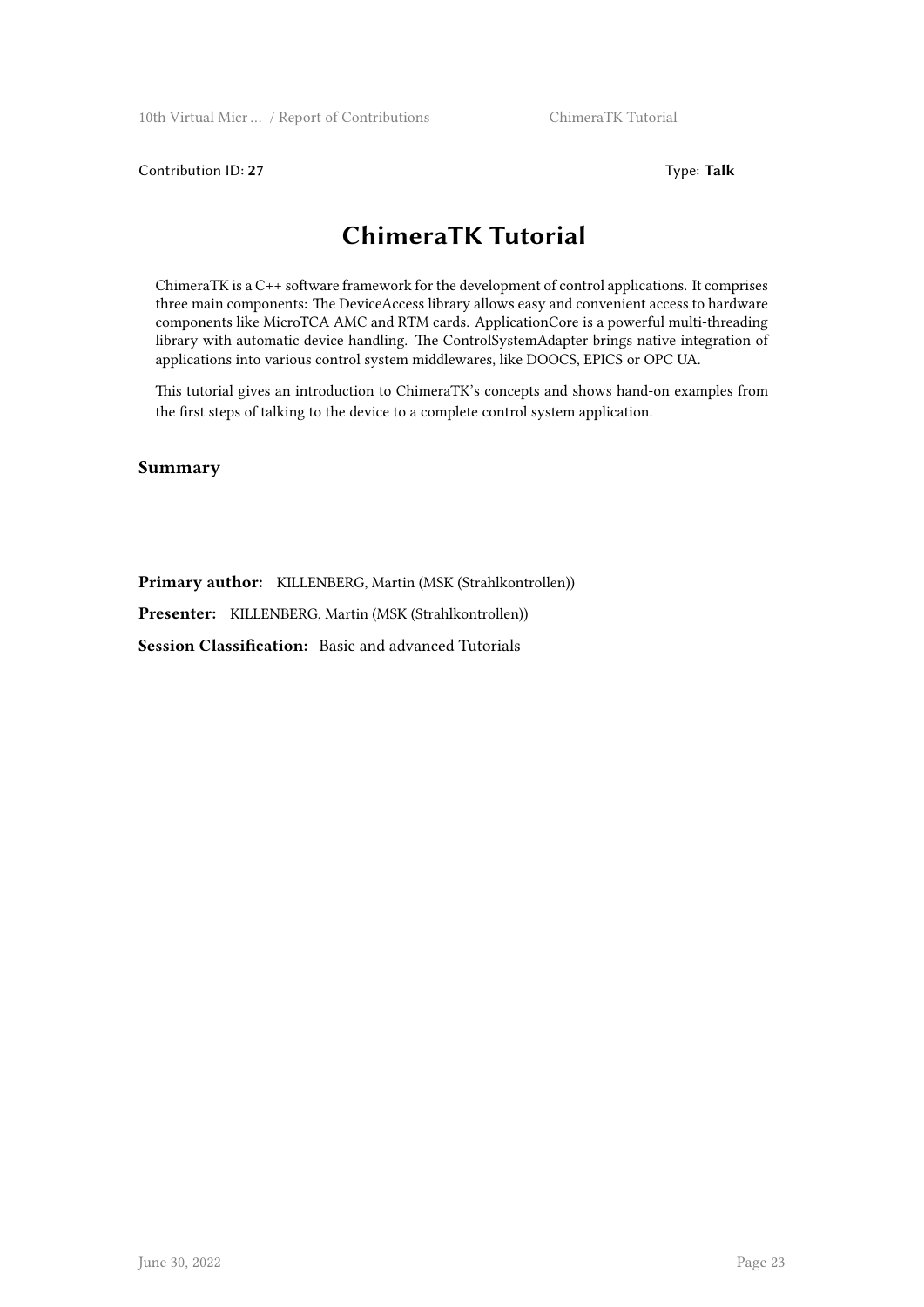Contribution ID: **27**

Type: **Talk**

# ChimeraTK Tutorial

ChimeraTK is a C++ software framework for the development of control applications. It comprises three main components: The DeviceAccess library allows easy and convenient access to hardware components like MicroTCA AMC and RTM cards. ApplicationCore is a powerful multi-threading library with automatic device handling. The ControlSystemAdapter brings native integration of applications into various control system middlewares, like DOOCS, EPICS or OPC UA.

This tutorial gives an introduction to ChimeraTK's concepts and shows hand-on examples from the first steps of talking to the device to a complete control system application.

## Summary

**Primary author:** KILLENBERG, Martin (MSK (Strahlkontrollen))

**Presenter:** KILLENBERG, Martin (MSK (Strahlkontrollen))

**Session Classification:** Basic and advanced Tutorials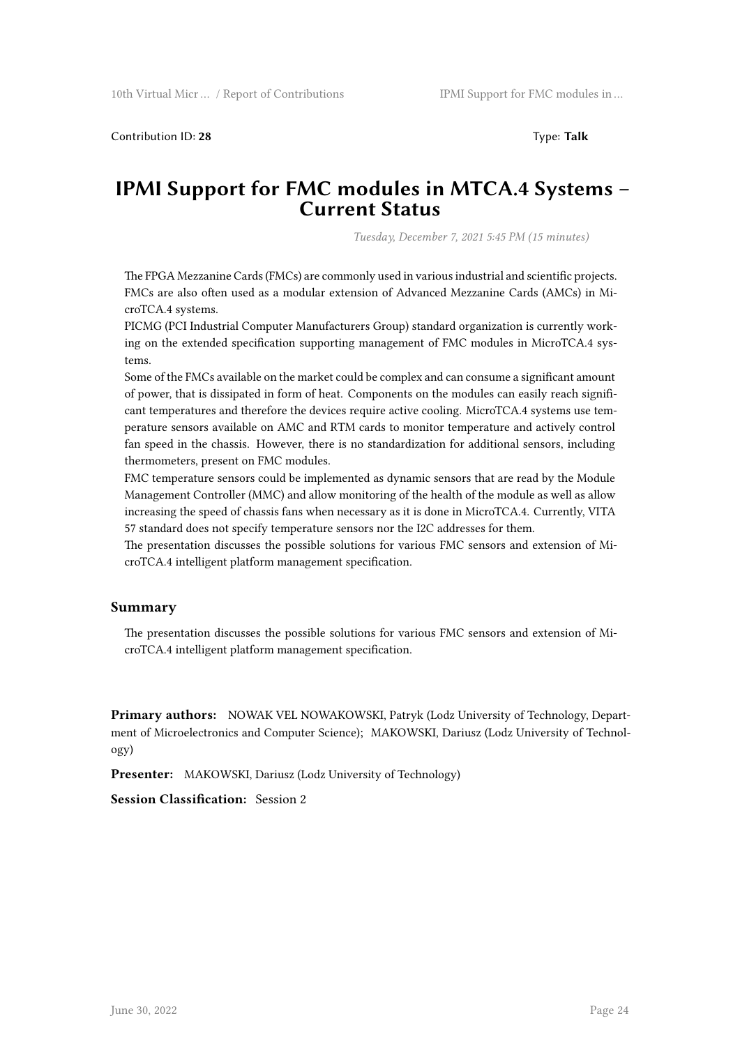Contribution ID: **28** Type: **Talk**

# IPMI Support for FMC modules in MTCA.4 Systems – Current Status

*Tuesday, December 7, 2021 5:45 PM (15 minutes)*

The FPGA Mezzanine Cards (FMCs) are commonly used in various industrial and scientific projects. FMCs are also often used as a modular extension of Advanced Mezzanine Cards (AMCs) in MicroTCA.4 systems.
PICMG (PCI Industrial Computer Manufacturers Group) standard organization is currently working on the extended specification supporting management of FMC modules in MicroTCA.4 systems.
Some of the FMCs available on the market could be complex and can consume a significant amount of power, that is dissipated in form of heat. Components on the modules can easily reach significant temperatures and therefore the devices require active cooling. MicroTCA.4 systems use temperature sensors available on AMC and RTM cards to monitor temperature and actively control fan speed in the chassis. However, there is no standardization for additional sensors, including thermometers, present on FMC modules.
FMC temperature sensors could be implemented as dynamic sensors that are read by the Module Management Controller (MMC) and allow monitoring of the health of the module as well as allow increasing the speed of chassis fans when necessary as it is done in MicroTCA.4. Currently, VITA 57 standard does not specify temperature sensors nor the I2C addresses for them.
The presentation discusses the possible solutions for various FMC sensors and extension of MicroTCA.4 intelligent platform management specification.

### Summary

The presentation discusses the possible solutions for various FMC sensors and extension of MicroTCA.4 intelligent platform management specification.

**Primary authors:** NOWAK VEL NOWAKOWSKI, Patryk (Lodz University of Technology, Department of Microelectronics and Computer Science); MAKOWSKI, Dariusz (Lodz University of Technology)

**Presenter:** MAKOWSKI, Dariusz (Lodz University of Technology)

**Session Classification:** Session 2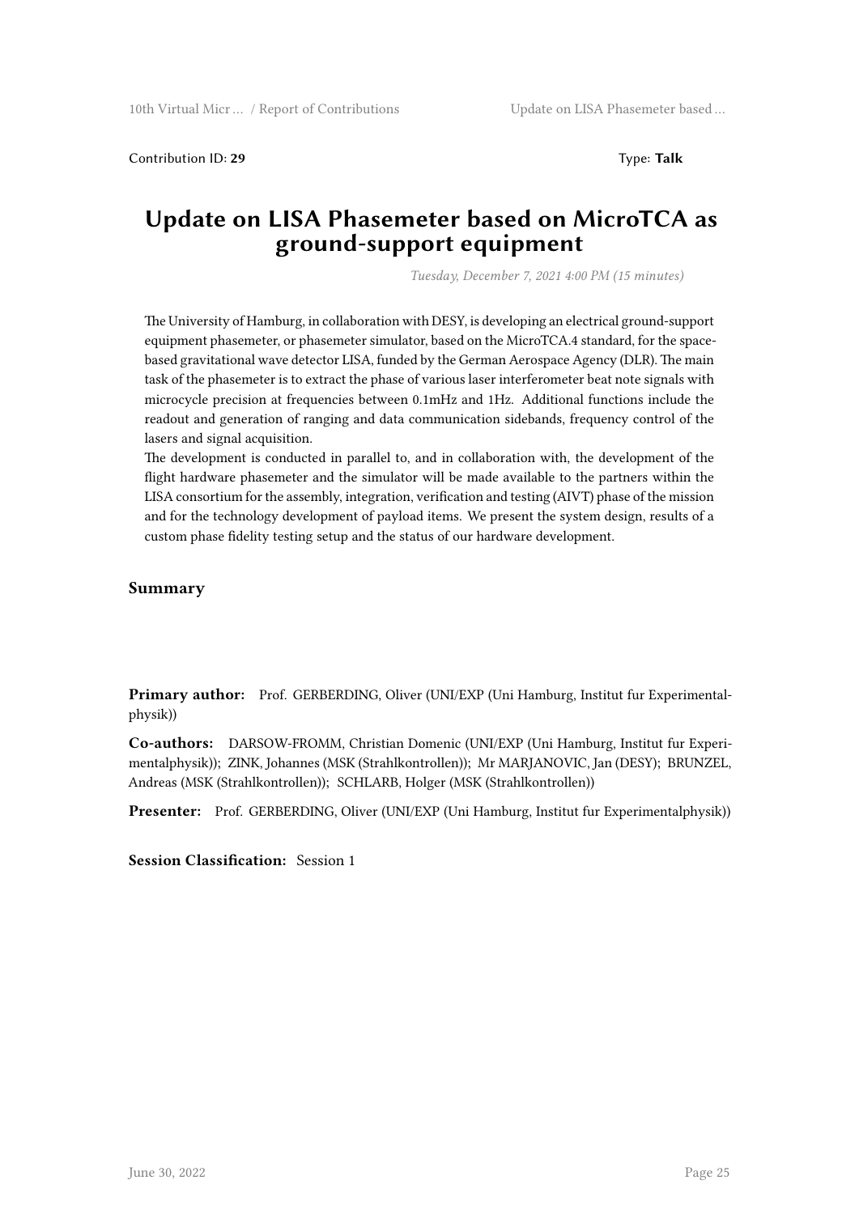Contribution ID: **29** Type: **Talk**

# Update on LISA Phasemeter based on MicroTCA as ground-support equipment

*Tuesday, December 7, 2021 4:00 PM (15 minutes)*

The University of Hamburg, in collaboration with DESY, is developing an electrical ground-support equipment phasemeter, or phasemeter simulator, based on the MicroTCA.4 standard, for the space-based gravitational wave detector LISA, funded by the German Aerospace Agency (DLR). The main task of the phasemeter is to extract the phase of various laser interferometer beat note signals with microcycle precision at frequencies between 0.1mHz and 1Hz. Additional functions include the readout and generation of ranging and data communication sidebands, frequency control of the lasers and signal acquisition.

The development is conducted in parallel to, and in collaboration with, the development of the flight hardware phasemeter and the simulator will be made available to the partners within the LISA consortium for the assembly, integration, verification and testing (AIVT) phase of the mission and for the technology development of payload items. We present the system design, results of a custom phase fidelity testing setup and the status of our hardware development.

## Summary

**Primary author:** Prof. GERBERDING, Oliver (UNI/EXP (Uni Hamburg, Institut fur Experimentalphysik))

**Co-authors:** DARSOW-FROMM, Christian Domenic (UNI/EXP (Uni Hamburg, Institut fur Experimentalphysik)); ZINK, Johannes (MSK (Strahlkontrollen)); Mr MARJANOVIC, Jan (DESY); BRUNZEL, Andreas (MSK (Strahlkontrollen)); SCHLARB, Holger (MSK (Strahlkontrollen))

**Presenter:** Prof. GERBERDING, Oliver (UNI/EXP (Uni Hamburg, Institut fur Experimentalphysik))

**Session Classification:** Session 1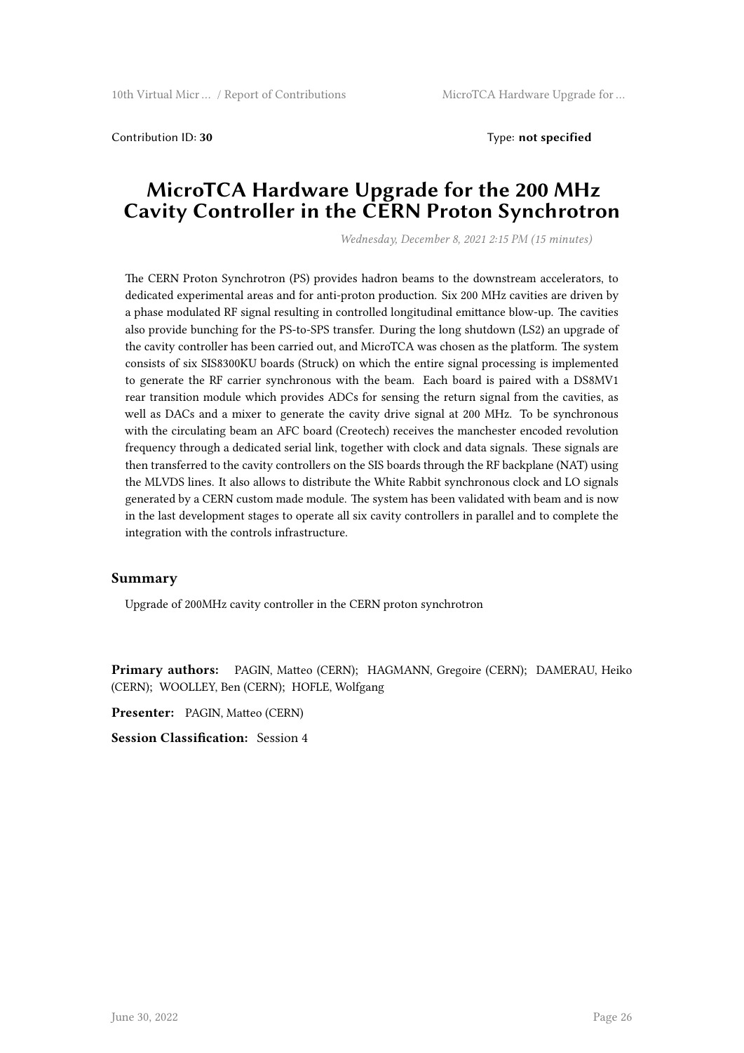Contribution ID: **30** Type: **not specified**

# MicroTCA Hardware Upgrade for the 200 MHz Cavity Controller in the CERN Proton Synchrotron

*Wednesday, December 8, 2021 2:15 PM (15 minutes)*

The CERN Proton Synchrotron (PS) provides hadron beams to the downstream accelerators, to dedicated experimental areas and for anti-proton production. Six 200 MHz cavities are driven by a phase modulated RF signal resulting in controlled longitudinal emittance blow-up. The cavities also provide bunching for the PS-to-SPS transfer. During the long shutdown (LS2) an upgrade of the cavity controller has been carried out, and MicroTCA was chosen as the platform. The system consists of six SIS8300KU boards (Struck) on which the entire signal processing is implemented to generate the RF carrier synchronous with the beam. Each board is paired with a DS8MV1 rear transition module which provides ADCs for sensing the return signal from the cavities, as well as DACs and a mixer to generate the cavity drive signal at 200 MHz. To be synchronous with the circulating beam an AFC board (Creotech) receives the manchester encoded revolution frequency through a dedicated serial link, together with clock and data signals. These signals are then transferred to the cavity controllers on the SIS boards through the RF backplane (NAT) using the MLVDS lines. It also allows to distribute the White Rabbit synchronous clock and LO signals generated by a CERN custom made module. The system has been validated with beam and is now in the last development stages to operate all six cavity controllers in parallel and to complete the integration with the controls infrastructure.

## Summary

Upgrade of 200MHz cavity controller in the CERN proton synchrotron

**Primary authors:** PAGIN, Matteo (CERN); HAGMANN, Gregoire (CERN); DAMERAU, Heiko (CERN); WOOLLEY, Ben (CERN); HOFLE, Wolfgang

**Presenter:** PAGIN, Matteo (CERN)

**Session Classification:** Session 4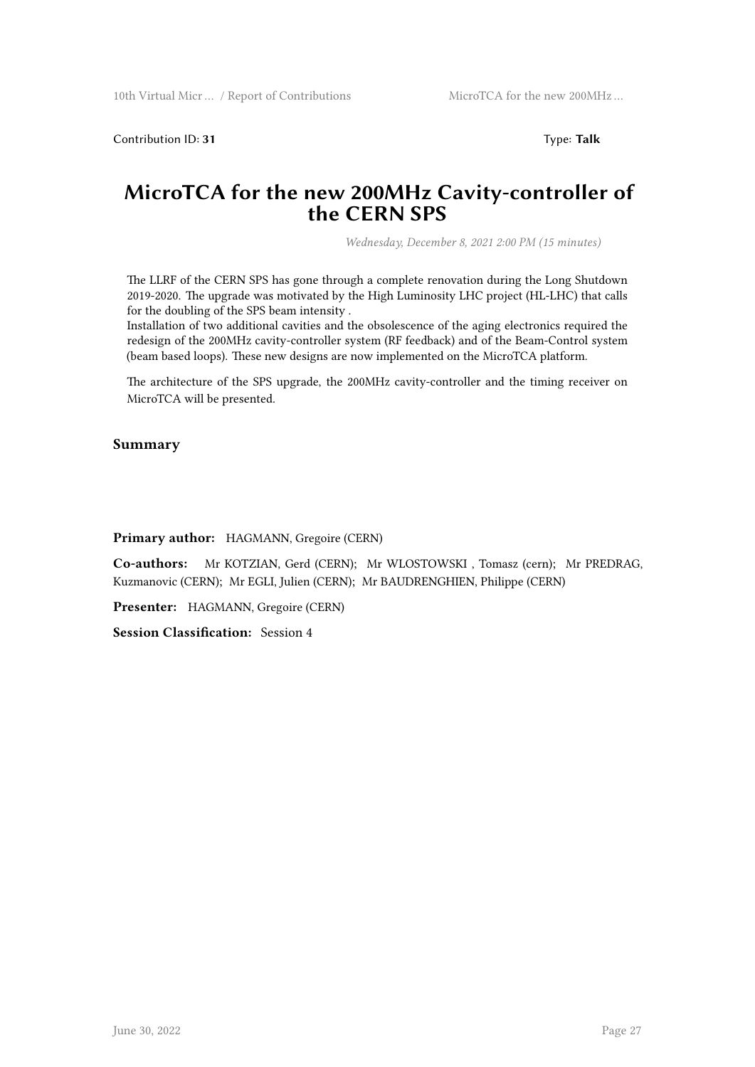Contribution ID: **31** Type: **Talk**

# MicroTCA for the new 200MHz Cavity-controller of the CERN SPS

*Wednesday, December 8, 2021 2:00 PM (15 minutes)*

The LLRF of the CERN SPS has gone through a complete renovation during the Long Shutdown 2019-2020. The upgrade was motivated by the High Luminosity LHC project (HL-LHC) that calls for the doubling of the SPS beam intensity .
Installation of two additional cavities and the obsolescence of the aging electronics required the redesign of the 200MHz cavity-controller system (RF feedback) and of the Beam-Control system (beam based loops). These new designs are now implemented on the MicroTCA platform.

The architecture of the SPS upgrade, the 200MHz cavity-controller and the timing receiver on MicroTCA will be presented.

## Summary

**Primary author:** HAGMANN, Gregoire (CERN)

**Co-authors:** Mr KOTZIAN, Gerd (CERN); Mr WLOSTOWSKI , Tomasz (cern); Mr PREDRAG, Kuzmanovic (CERN); Mr EGLI, Julien (CERN); Mr BAUDRENGHIEN, Philippe (CERN)

**Presenter:** HAGMANN, Gregoire (CERN)

**Session Classification:** Session 4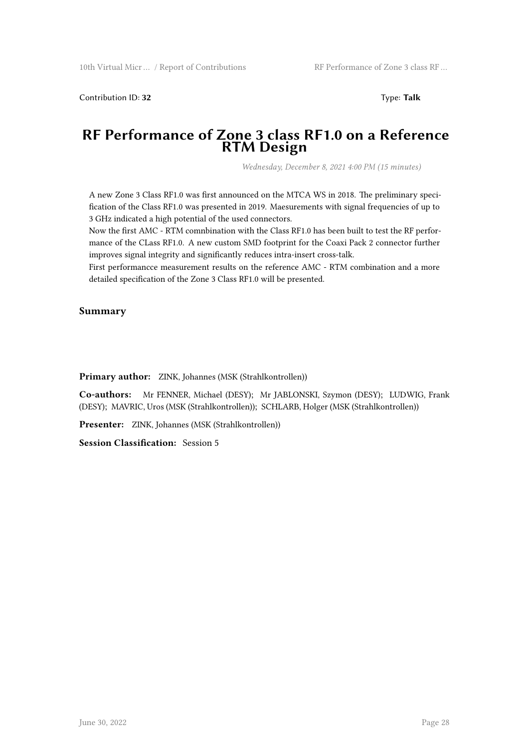Contribution ID: **32** Type: **Talk**

# RF Performance of Zone 3 class RF1.0 on a Reference RTM Design

*Wednesday, December 8, 2021 4:00 PM (15 minutes)*

A new Zone 3 Class RF1.0 was first announced on the MTCA WS in 2018. The preliminary specification of the Class RF1.0 was presented in 2019. Maesurements with signal frequencies of up to 3 GHz indicated a high potential of the used connectors.
Now the first AMC - RTM comnbination with the Class RF1.0 has been built to test the RF performance of the CLass RF1.0. A new custom SMD footprint for the Coaxi Pack 2 connector further improves signal integrity and significantly reduces intra-insert cross-talk.
First performancce measurement results on the reference AMC - RTM combination and a more detailed specification of the Zone 3 Class RF1.0 will be presented.

## Summary

**Primary author:** ZINK, Johannes (MSK (Strahlkontrollen))

**Co-authors:** Mr FENNER, Michael (DESY); Mr JABLONSKI, Szymon (DESY); LUDWIG, Frank (DESY); MAVRIC, Uros (MSK (Strahlkontrollen)); SCHLARB, Holger (MSK (Strahlkontrollen))

**Presenter:** ZINK, Johannes (MSK (Strahlkontrollen))

**Session Classification:** Session 5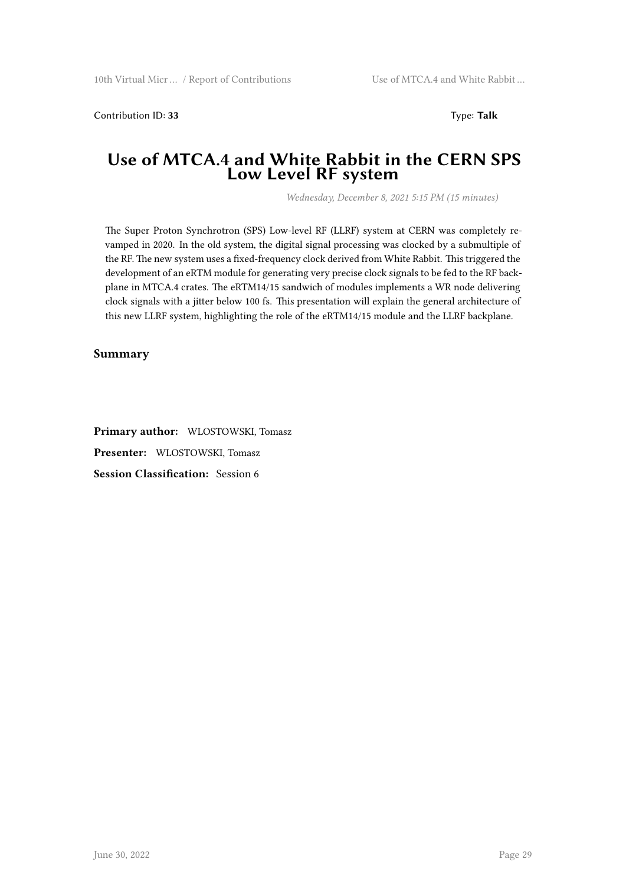Contribution ID: **33** Type: **Talk**

# Use of MTCA.4 and White Rabbit in the CERN SPS Low Level RF system

*Wednesday, December 8, 2021 5:15 PM (15 minutes)*

The Super Proton Synchrotron (SPS) Low-level RF (LLRF) system at CERN was completely revamped in 2020. In the old system, the digital signal processing was clocked by a submultiple of the RF. The new system uses a fixed-frequency clock derived from White Rabbit. This triggered the development of an eRTM module for generating very precise clock signals to be fed to the RF backplane in MTCA.4 crates. The eRTM14/15 sandwich of modules implements a WR node delivering clock signals with a jitter below 100 fs. This presentation will explain the general architecture of this new LLRF system, highlighting the role of the eRTM14/15 module and the LLRF backplane.

### Summary

**Primary author:** WLOSTOWSKI, Tomasz

**Presenter:** WLOSTOWSKI, Tomasz

**Session Classification:** Session 6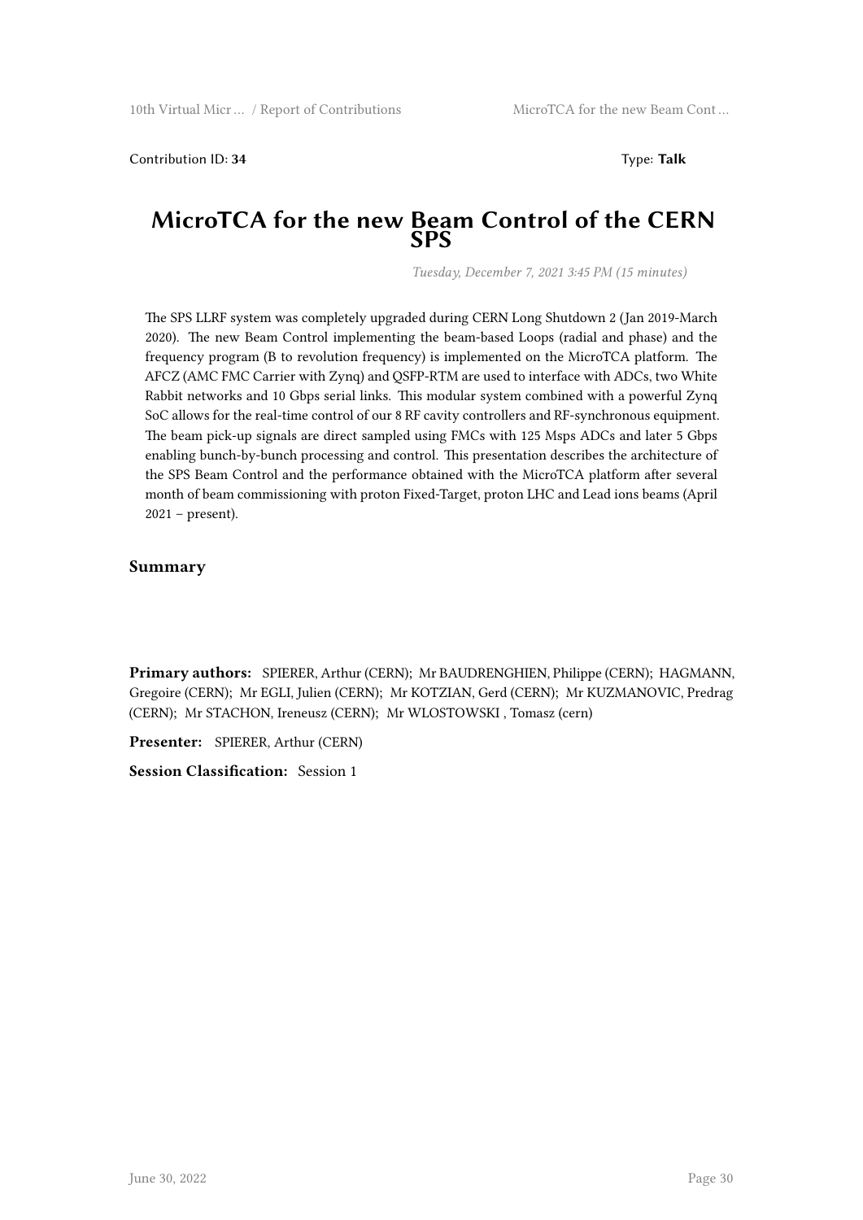Contribution ID: **34** Type: **Talk**

# MicroTCA for the new Beam Control of the CERN SPS

*Tuesday, December 7, 2021 3:45 PM (15 minutes)*

The SPS LLRF system was completely upgraded during CERN Long Shutdown 2 (Jan 2019-March 2020). The new Beam Control implementing the beam-based Loops (radial and phase) and the frequency program (B to revolution frequency) is implemented on the MicroTCA platform. The AFCZ (AMC FMC Carrier with Zynq) and QSFP-RTM are used to interface with ADCs, two White Rabbit networks and 10 Gbps serial links. This modular system combined with a powerful Zynq SoC allows for the real-time control of our 8 RF cavity controllers and RF-synchronous equipment. The beam pick-up signals are direct sampled using FMCs with 125 Msps ADCs and later 5 Gbps enabling bunch-by-bunch processing and control. This presentation describes the architecture of the SPS Beam Control and the performance obtained with the MicroTCA platform after several month of beam commissioning with proton Fixed-Target, proton LHC and Lead ions beams (April 2021 – present).

## Summary

**Primary authors:** SPIERER, Arthur (CERN); Mr BAUDRENGHIEN, Philippe (CERN); HAGMANN, Gregoire (CERN); Mr EGLI, Julien (CERN); Mr KOTZIAN, Gerd (CERN); Mr KUZMANOVIC, Predrag (CERN); Mr STACHON, Ireneusz (CERN); Mr WLOSTOWSKI , Tomasz (cern)

**Presenter:** SPIERER, Arthur (CERN)

**Session Classification:** Session 1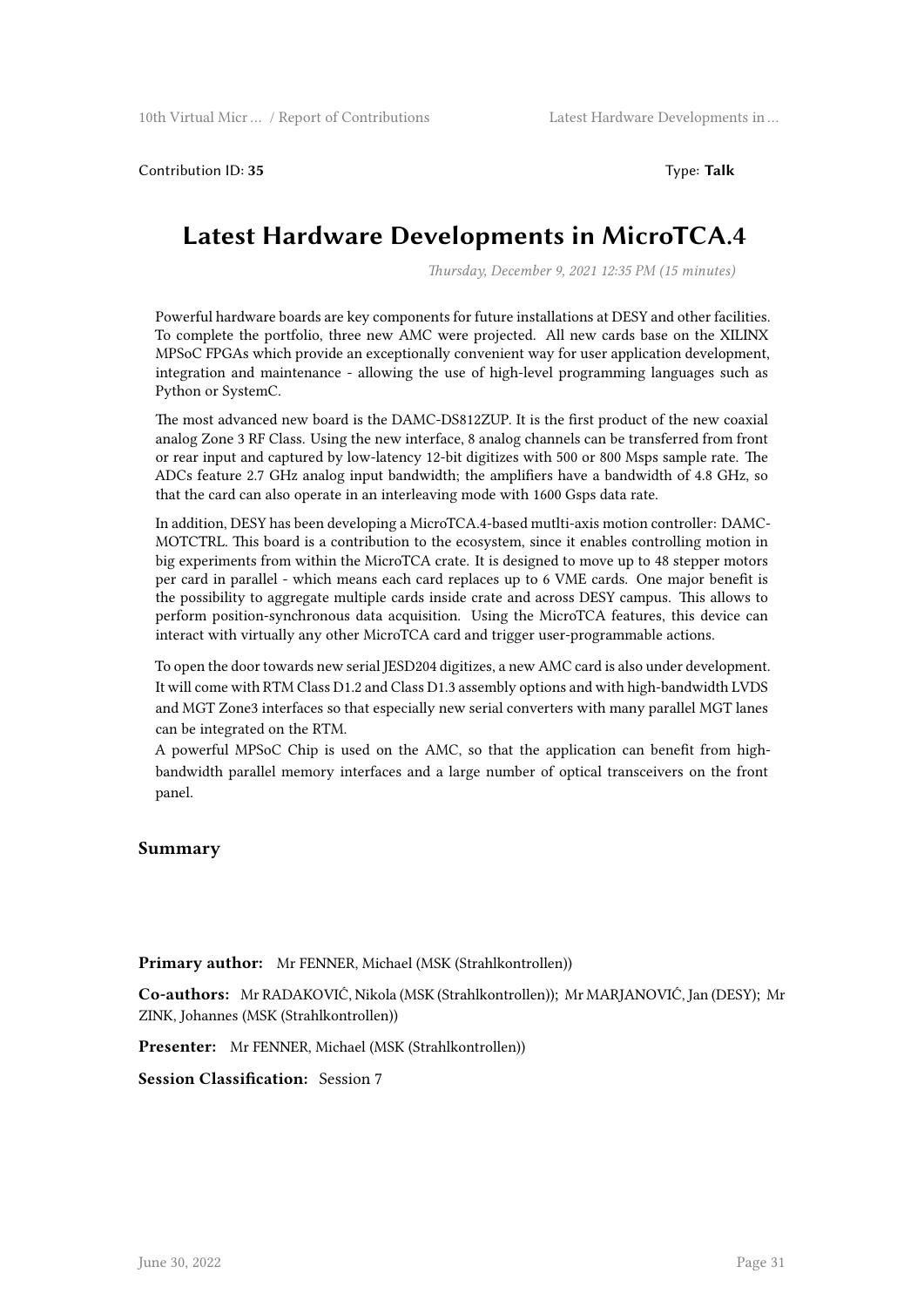Contribution ID: **35** Type: **Talk**

# Latest Hardware Developments in MicroTCA.4

*Thursday, December 9, 2021 12:35 PM (15 minutes)*

Powerful hardware boards are key components for future installations at DESY and other facilities. To complete the portfolio, three new AMC were projected. All new cards base on the XILINX MPSoC FPGAs which provide an exceptionally convenient way for user application development, integration and maintenance - allowing the use of high-level programming languages such as Python or SystemC.

The most advanced new board is the DAMC-DS812ZUP. It is the first product of the new coaxial analog Zone 3 RF Class. Using the new interface, 8 analog channels can be transferred from front or rear input and captured by low-latency 12-bit digitizes with 500 or 800 Msps sample rate. The ADCs feature 2.7 GHz analog input bandwidth; the amplifiers have a bandwidth of 4.8 GHz, so that the card can also operate in an interleaving mode with 1600 Gsps data rate.

In addition, DESY has been developing a MicroTCA.4-based mutlti-axis motion controller: DAMC-MOTCTRL. This board is a contribution to the ecosystem, since it enables controlling motion in big experiments from within the MicroTCA crate. It is designed to move up to 48 stepper motors per card in parallel - which means each card replaces up to 6 VME cards. One major benefit is the possibility to aggregate multiple cards inside crate and across DESY campus. This allows to perform position-synchronous data acquisition. Using the MicroTCA features, this device can interact with virtually any other MicroTCA card and trigger user-programmable actions.

To open the door towards new serial JESD204 digitizes, a new AMC card is also under development. It will come with RTM Class D1.2 and Class D1.3 assembly options and with high-bandwidth LVDS and MGT Zone3 interfaces so that especially new serial converters with many parallel MGT lanes can be integrated on the RTM.
A powerful MPSoC Chip is used on the AMC, so that the application can benefit from high-bandwidth parallel memory interfaces and a large number of optical transceivers on the front panel.

### Summary

**Primary author:** Mr FENNER, Michael (MSK (Strahlkontrollen))

**Co-authors:** Mr RADAKOVIĆ, Nikola (MSK (Strahlkontrollen)); Mr MARJANOVIĆ, Jan (DESY); Mr ZINK, Johannes (MSK (Strahlkontrollen))

**Presenter:** Mr FENNER, Michael (MSK (Strahlkontrollen))

**Session Classification:** Session 7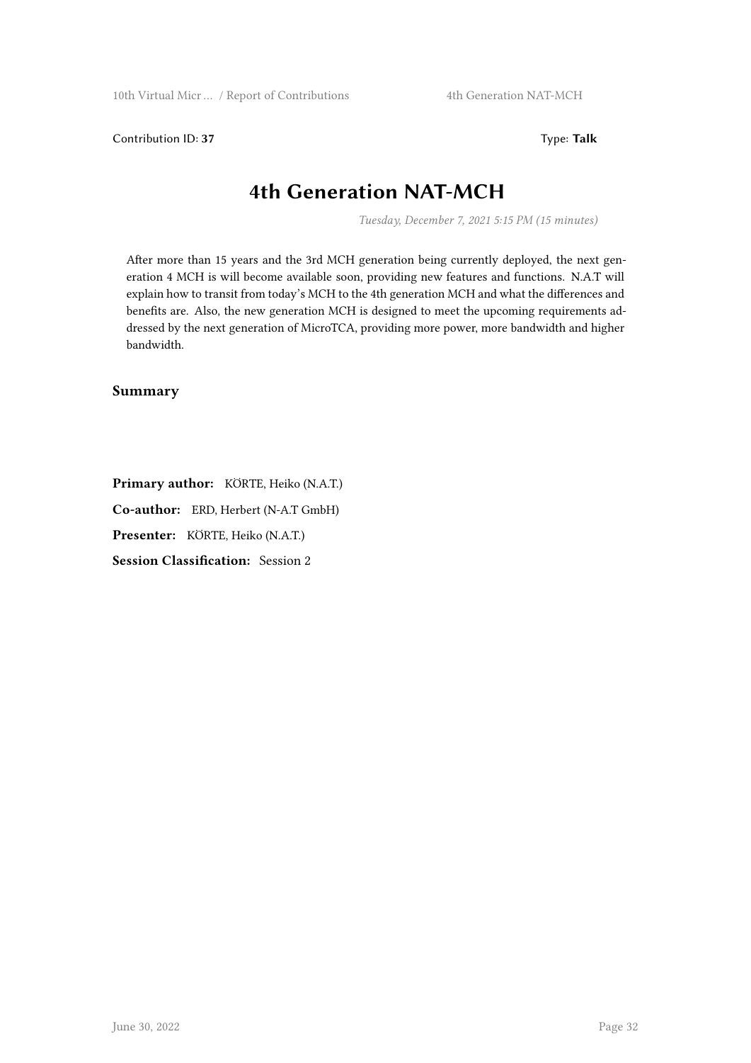Contribution ID: **37**

Type: **Talk**

# 4th Generation NAT-MCH

*Tuesday, December 7, 2021 5:15 PM (15 minutes)*

After more than 15 years and the 3rd MCH generation being currently deployed, the next generation 4 MCH is will become available soon, providing new features and functions. N.A.T will explain how to transit from today's MCH to the 4th generation MCH and what the differences and benefits are. Also, the new generation MCH is designed to meet the upcoming requirements addressed by the next generation of MicroTCA, providing more power, more bandwidth and higher bandwidth.

## Summary

**Primary author:** KÖRTE, Heiko (N.A.T.)

**Co-author:** ERD, Herbert (N-A.T GmbH)

**Presenter:** KÖRTE, Heiko (N.A.T.)

**Session Classification:** Session 2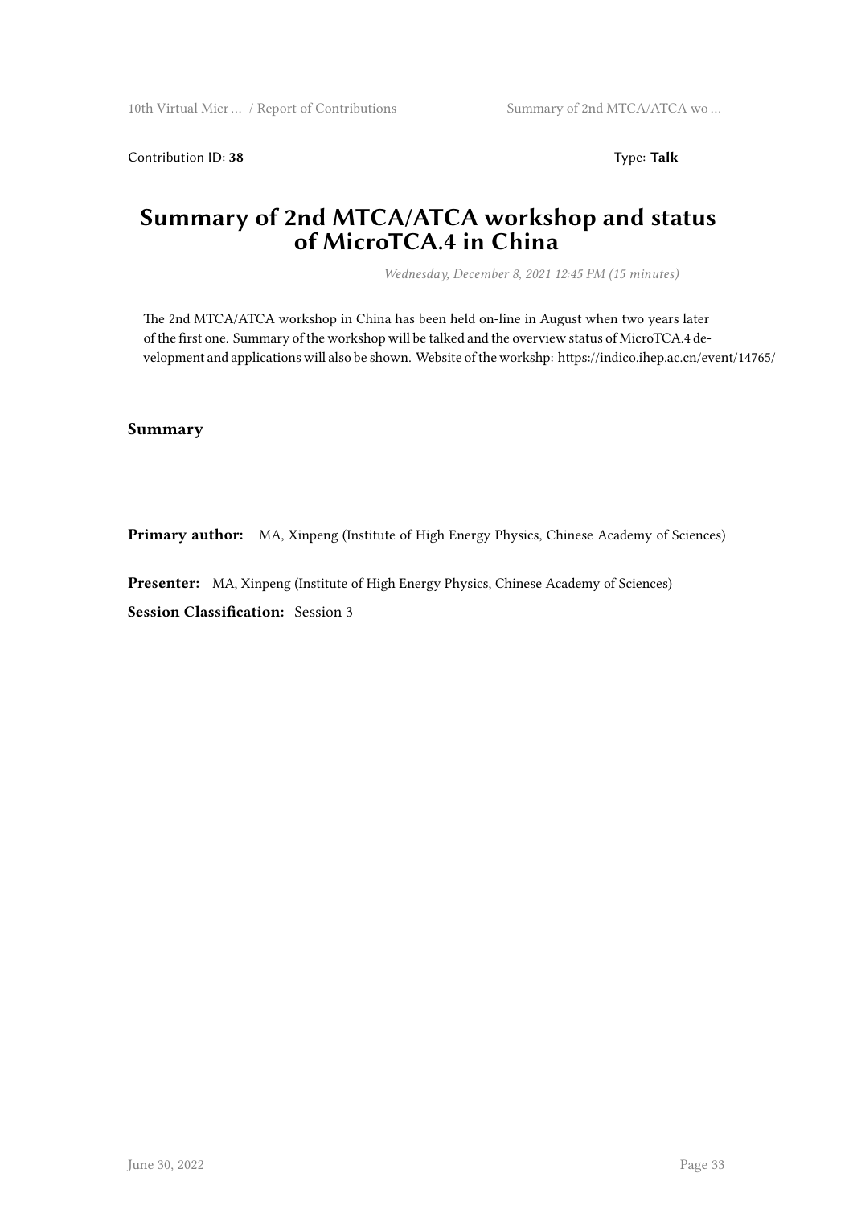Contribution ID: **38** Type: **Talk**

# Summary of 2nd MTCA/ATCA workshop and status of MicroTCA.4 in China

*Wednesday, December 8, 2021 12:45 PM (15 minutes)*

The 2nd MTCA/ATCA workshop in China has been held on-line in August when two years later of the first one. Summary of the workshop will be talked and the overview status of MicroTCA.4 development and applications will also be shown. Website of the workshp: https://indico.ihep.ac.cn/event/14765/

### Summary

**Primary author:** MA, Xinpeng (Institute of High Energy Physics, Chinese Academy of Sciences)

**Presenter:** MA, Xinpeng (Institute of High Energy Physics, Chinese Academy of Sciences)

**Session Classification:** Session 3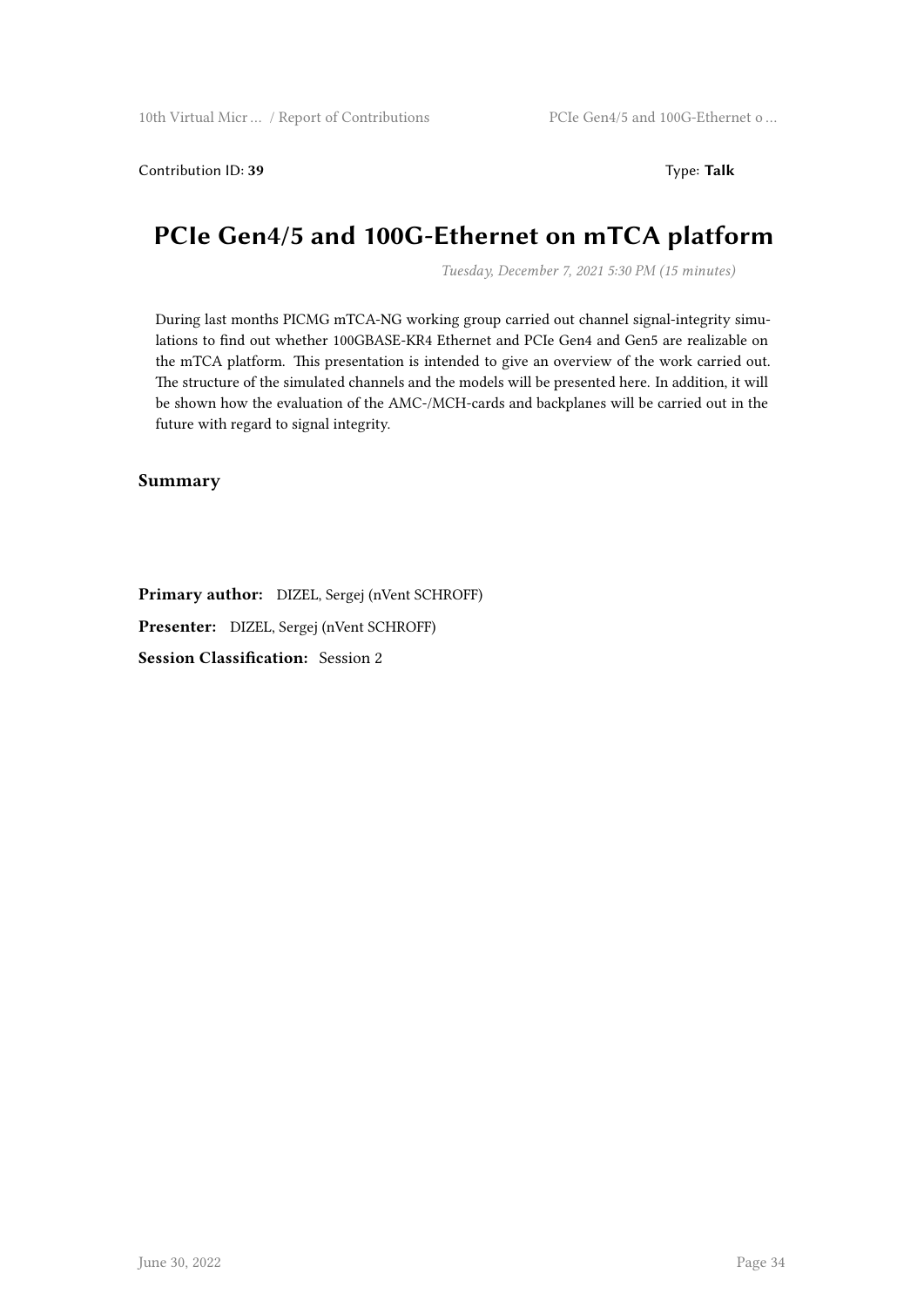Contribution ID: **39** Type: **Talk**

# PCIe Gen4/5 and 100G-Ethernet on mTCA platform

*Tuesday, December 7, 2021 5:30 PM (15 minutes)*

During last months PICMG mTCA-NG working group carried out channel signal-integrity simulations to find out whether 100GBASE-KR4 Ethernet and PCIe Gen4 and Gen5 are realizable on the mTCA platform. This presentation is intended to give an overview of the work carried out. The structure of the simulated channels and the models will be presented here. In addition, it will be shown how the evaluation of the AMC-/MCH-cards and backplanes will be carried out in the future with regard to signal integrity.

### Summary

**Primary author:** DIZEL, Sergej (nVent SCHROFF)

**Presenter:** DIZEL, Sergej (nVent SCHROFF)

**Session Classification:** Session 2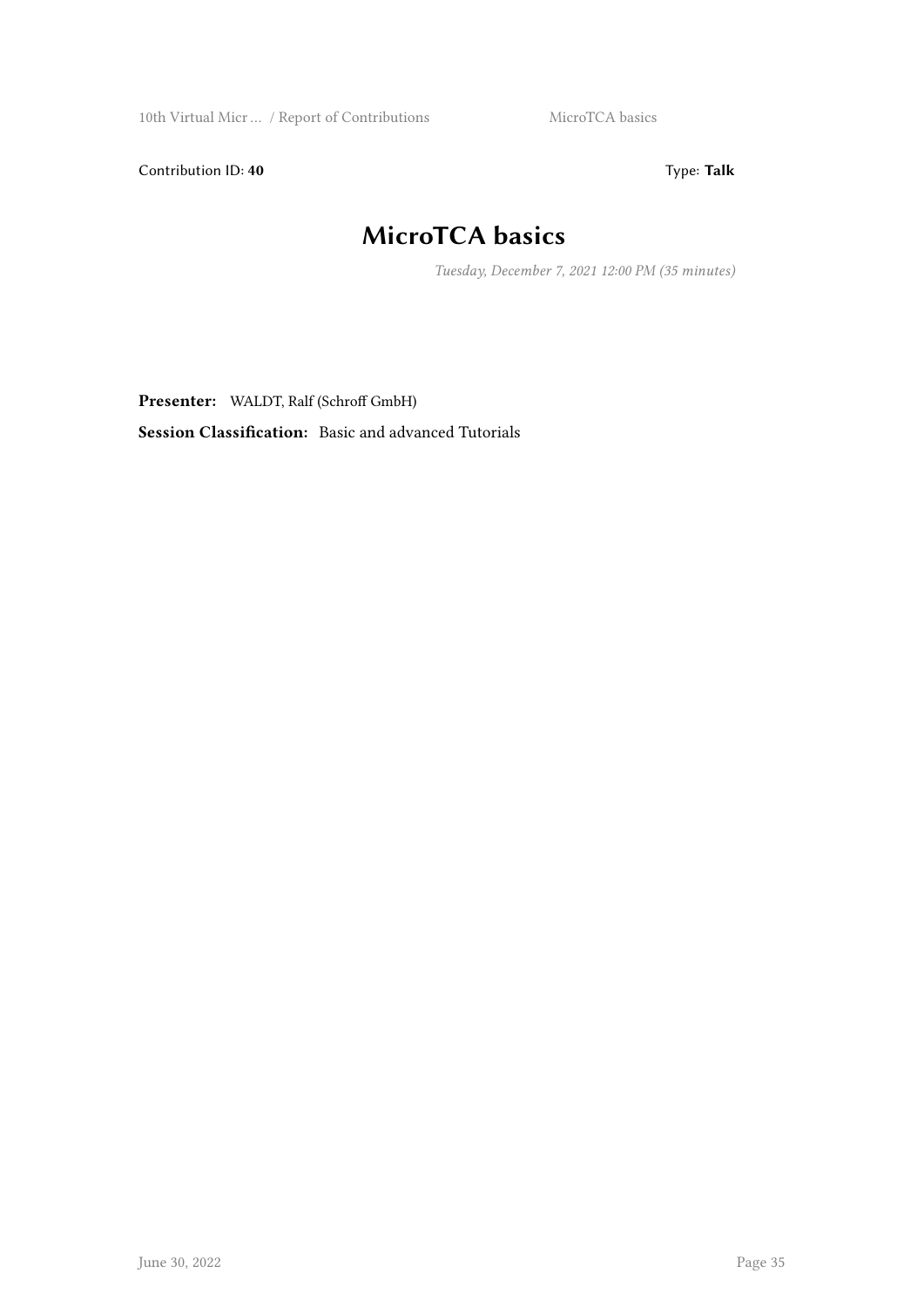Contribution ID: **40**

Type: **Talk**

# MicroTCA basics

*Tuesday, December 7, 2021 12:00 PM (35 minutes)*

**Presenter:** WALDT, Ralf (Schroff GmbH)

**Session Classification:** Basic and advanced Tutorials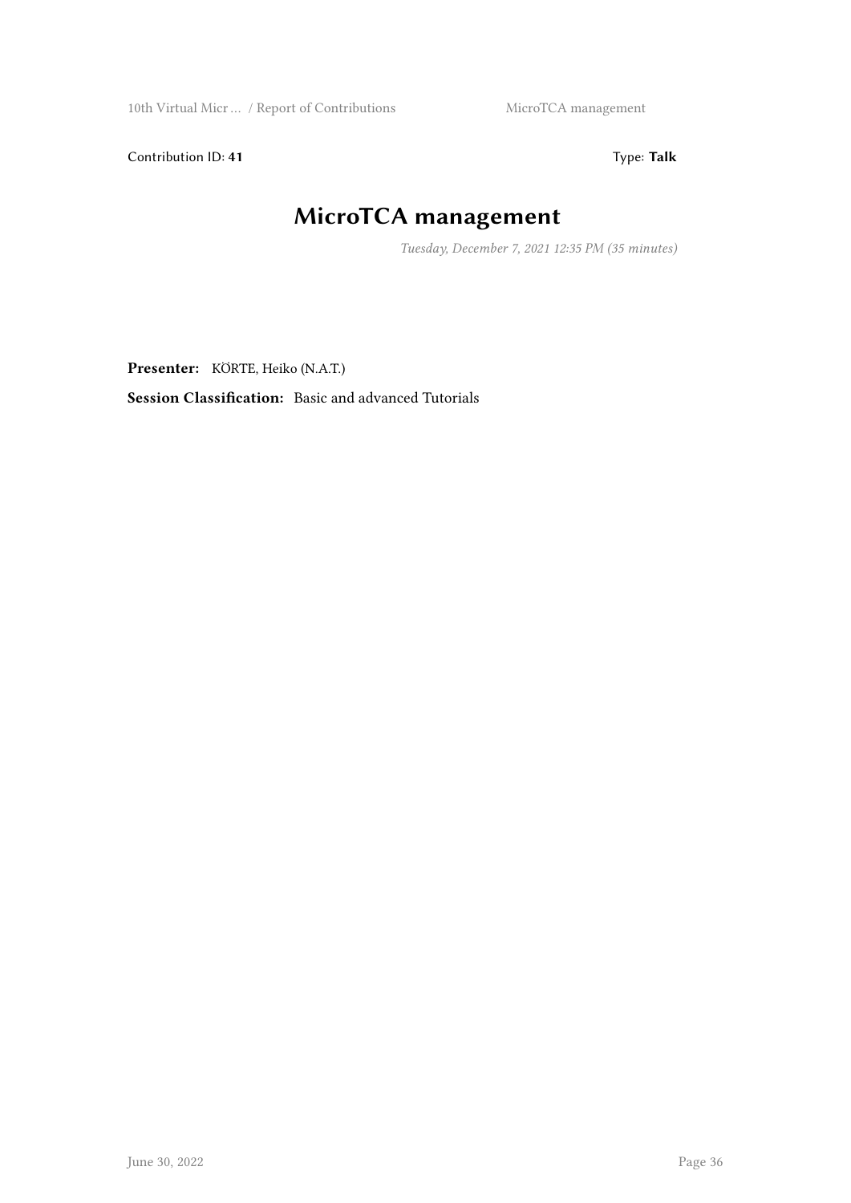Contribution ID: **41** Type: **Talk**

# MicroTCA management

*Tuesday, December 7, 2021 12:35 PM (35 minutes)*

**Presenter:** KÖRTE, Heiko (N.A.T.)

**Session Classification:** Basic and advanced Tutorials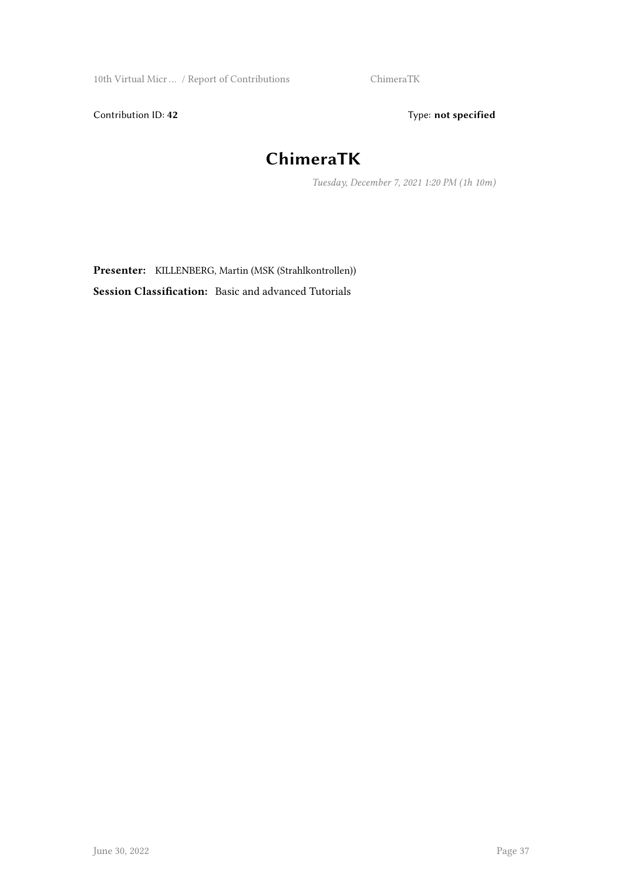Contribution ID: **42** Type: **not specified**

# ChimeraTK

*Tuesday, December 7, 2021 1:20 PM (1h 10m)*

**Presenter:** KILLENBERG, Martin (MSK (Strahlkontrollen))

**Session Classification:** Basic and advanced Tutorials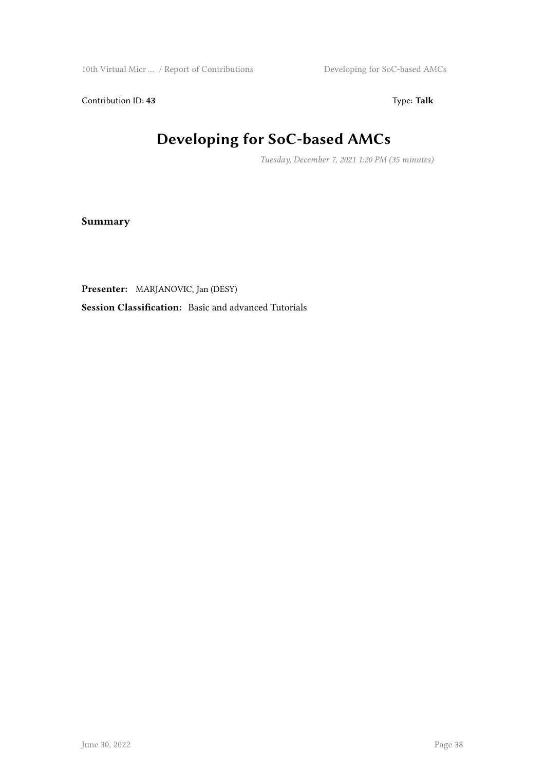Contribution ID: **43** Type: **Talk**

# Developing for SoC-based AMCs

*Tuesday, December 7, 2021 1:20 PM (35 minutes)*

**Summary**

**Presenter:** MARJANOVIC, Jan (DESY)

**Session Classification:** Basic and advanced Tutorials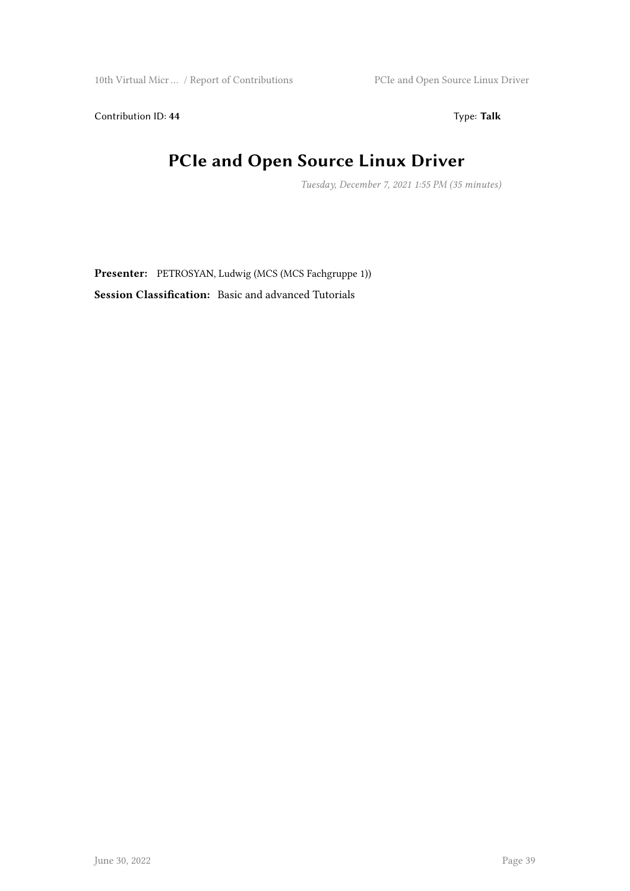Contribution ID: **44** Type: **Talk**

# PCIe and Open Source Linux Driver

*Tuesday, December 7, 2021 1:55 PM (35 minutes)*

**Presenter:** PETROSYAN, Ludwig (MCS (MCS Fachgruppe 1))

**Session Classification:** Basic and advanced Tutorials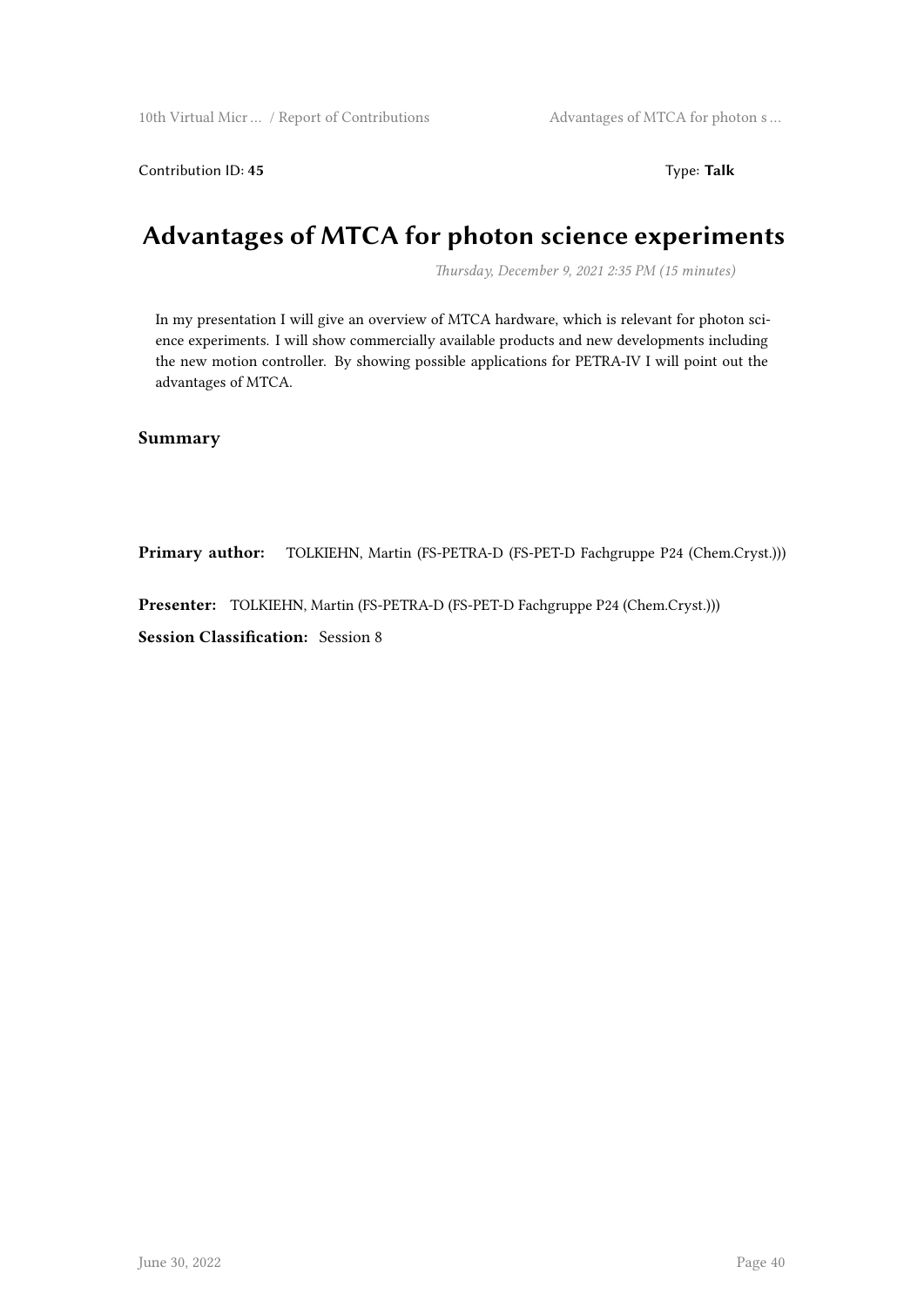Contribution ID: **45** Type: **Talk**

# Advantages of MTCA for photon science experiments

*Thursday, December 9, 2021 2:35 PM (15 minutes)*

In my presentation I will give an overview of MTCA hardware, which is relevant for photon science experiments. I will show commercially available products and new developments including the new motion controller. By showing possible applications for PETRA-IV I will point out the advantages of MTCA.

## Summary

**Primary author:** TOLKIEHN, Martin (FS-PETRA-D (FS-PET-D Fachgruppe P24 (Chem.Cryst.)))

**Presenter:** TOLKIEHN, Martin (FS-PETRA-D (FS-PET-D Fachgruppe P24 (Chem.Cryst.)))

**Session Classification:** Session 8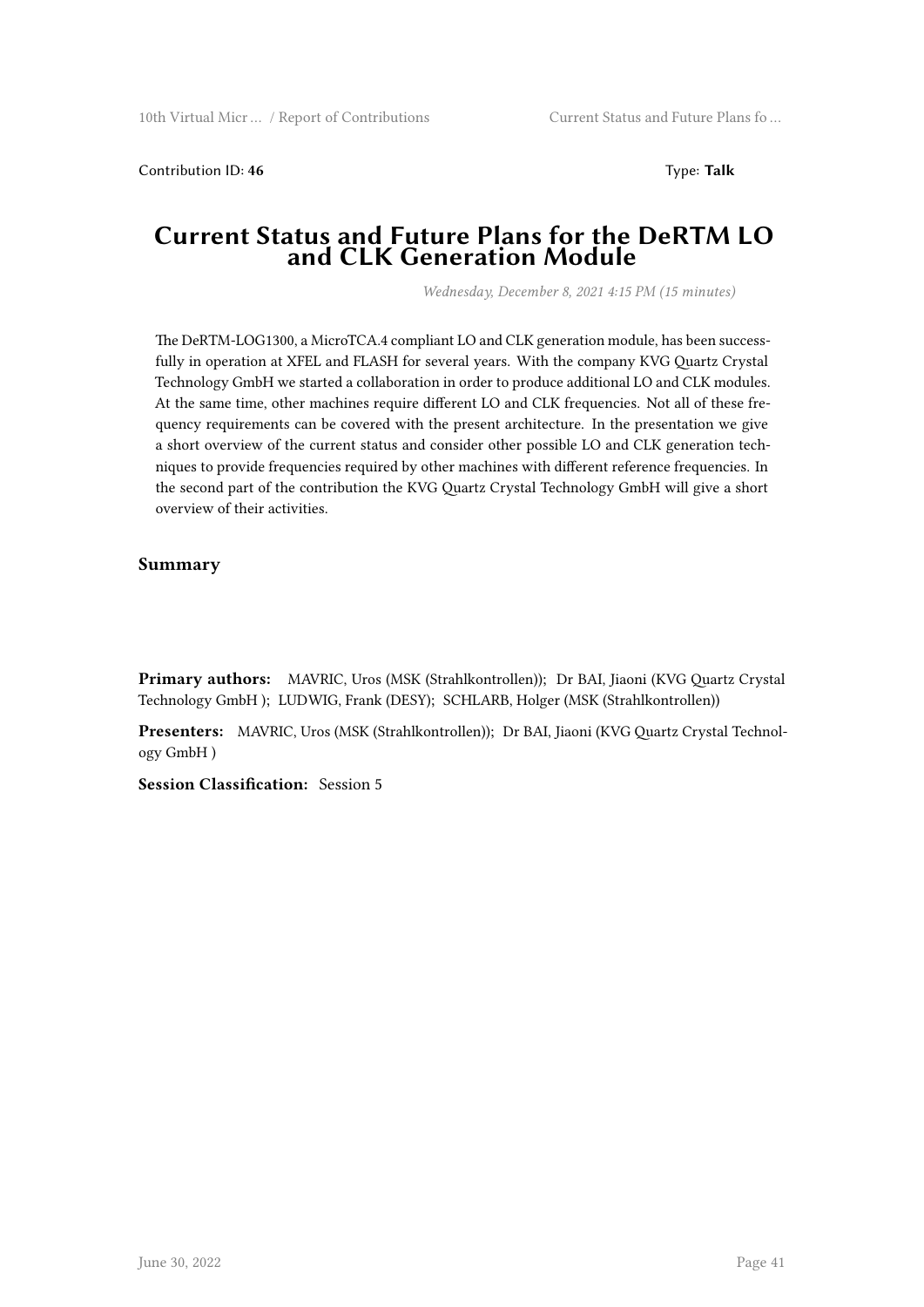Contribution ID: **46** Type: **Talk**

# Current Status and Future Plans for the DeRTM LO and CLK Generation Module

*Wednesday, December 8, 2021 4:15 PM (15 minutes)*

The DeRTM-LOG1300, a MicroTCA.4 compliant LO and CLK generation module, has been successfully in operation at XFEL and FLASH for several years. With the company KVG Quartz Crystal Technology GmbH we started a collaboration in order to produce additional LO and CLK modules. At the same time, other machines require different LO and CLK frequencies. Not all of these frequency requirements can be covered with the present architecture. In the presentation we give a short overview of the current status and consider other possible LO and CLK generation techniques to provide frequencies required by other machines with different reference frequencies. In the second part of the contribution the KVG Quartz Crystal Technology GmbH will give a short overview of their activities.

## Summary

**Primary authors:** MAVRIC, Uros (MSK (Strahlkontrollen)); Dr BAI, Jiaoni (KVG Quartz Crystal Technology GmbH ); LUDWIG, Frank (DESY); SCHLARB, Holger (MSK (Strahlkontrollen))

**Presenters:** MAVRIC, Uros (MSK (Strahlkontrollen)); Dr BAI, Jiaoni (KVG Quartz Crystal Technology GmbH )

**Session Classification:** Session 5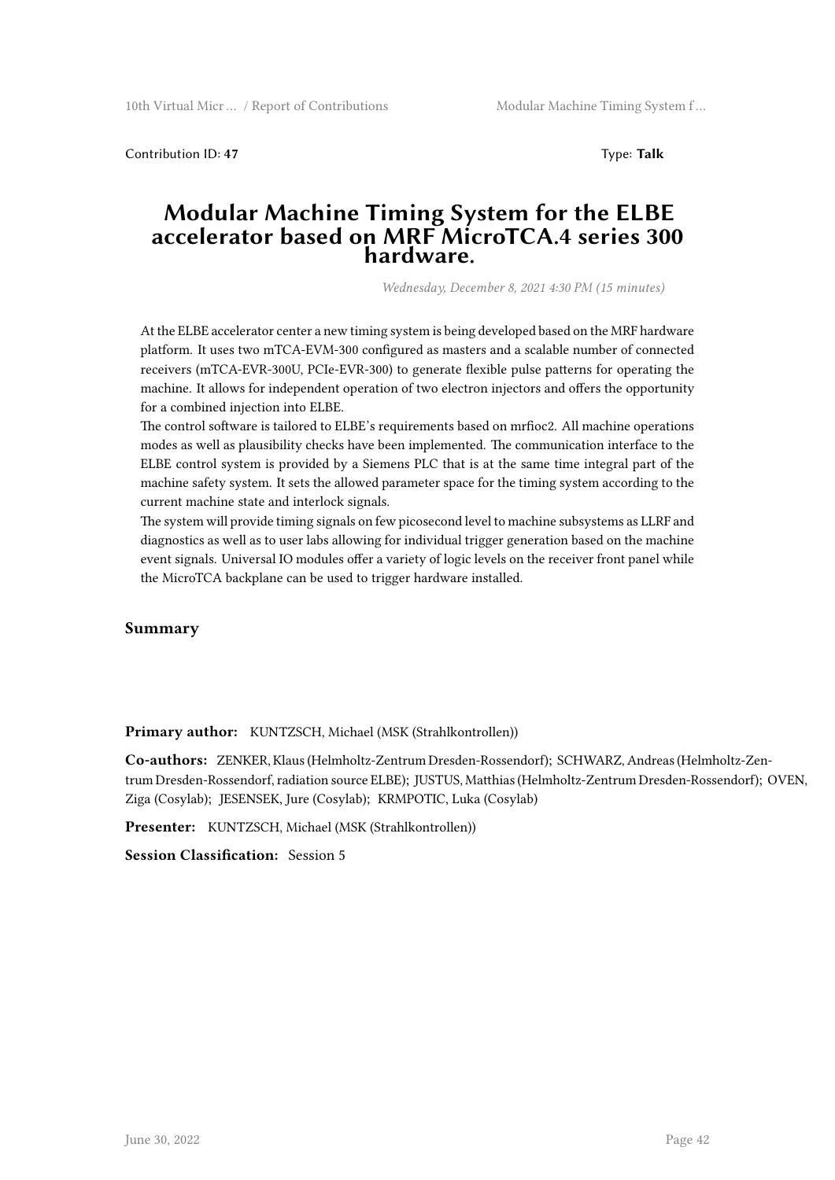Contribution ID: **47** Type: **Talk**

# Modular Machine Timing System for the ELBE accelerator based on MRF MicroTCA.4 series 300 hardware.

*Wednesday, December 8, 2021 4:30 PM (15 minutes)*

At the ELBE accelerator center a new timing system is being developed based on the MRF hardware platform. It uses two mTCA-EVM-300 configured as masters and a scalable number of connected receivers (mTCA-EVR-300U, PCIe-EVR-300) to generate flexible pulse patterns for operating the machine. It allows for independent operation of two electron injectors and offers the opportunity for a combined injection into ELBE.

The control software is tailored to ELBE's requirements based on mrfioc2. All machine operations modes as well as plausibility checks have been implemented. The communication interface to the ELBE control system is provided by a Siemens PLC that is at the same time integral part of the machine safety system. It sets the allowed parameter space for the timing system according to the current machine state and interlock signals.

The system will provide timing signals on few picosecond level to machine subsystems as LLRF and diagnostics as well as to user labs allowing for individual trigger generation based on the machine event signals. Universal IO modules offer a variety of logic levels on the receiver front panel while the MicroTCA backplane can be used to trigger hardware installed.

## Summary

**Primary author:** KUNTZSCH, Michael (MSK (Strahlkontrollen))

**Co-authors:** ZENKER, Klaus (Helmholtz-Zentrum Dresden-Rossendorf); SCHWARZ, Andreas (Helmholtz-Zentrum Dresden-Rossendorf, radiation source ELBE); JUSTUS, Matthias (Helmholtz-Zentrum Dresden-Rossendorf); OVEN, Ziga (Cosylab); JESENSEK, Jure (Cosylab); KRMPOTIC, Luka (Cosylab)

**Presenter:** KUNTZSCH, Michael (MSK (Strahlkontrollen))

**Session Classification:** Session 5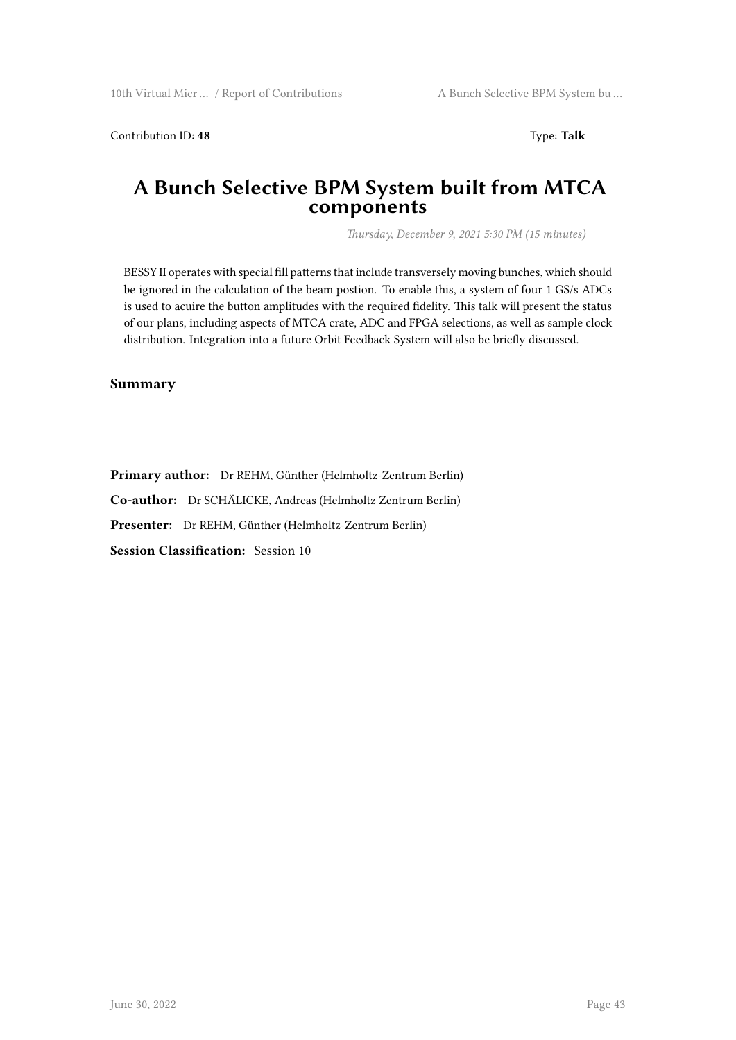Contribution ID: **48** Type: **Talk**

# A Bunch Selective BPM System built from MTCA components

*Thursday, December 9, 2021 5:30 PM (15 minutes)*

BESSY II operates with special fill patterns that include transversely moving bunches, which should be ignored in the calculation of the beam postion. To enable this, a system of four 1 GS/s ADCs is used to acuire the button amplitudes with the required fidelity. This talk will present the status of our plans, including aspects of MTCA crate, ADC and FPGA selections, as well as sample clock distribution. Integration into a future Orbit Feedback System will also be briefly discussed.

### Summary

**Primary author:** Dr REHM, Günther (Helmholtz-Zentrum Berlin)

**Co-author:** Dr SCHÄLICKE, Andreas (Helmholtz Zentrum Berlin)

**Presenter:** Dr REHM, Günther (Helmholtz-Zentrum Berlin)

**Session Classification:** Session 10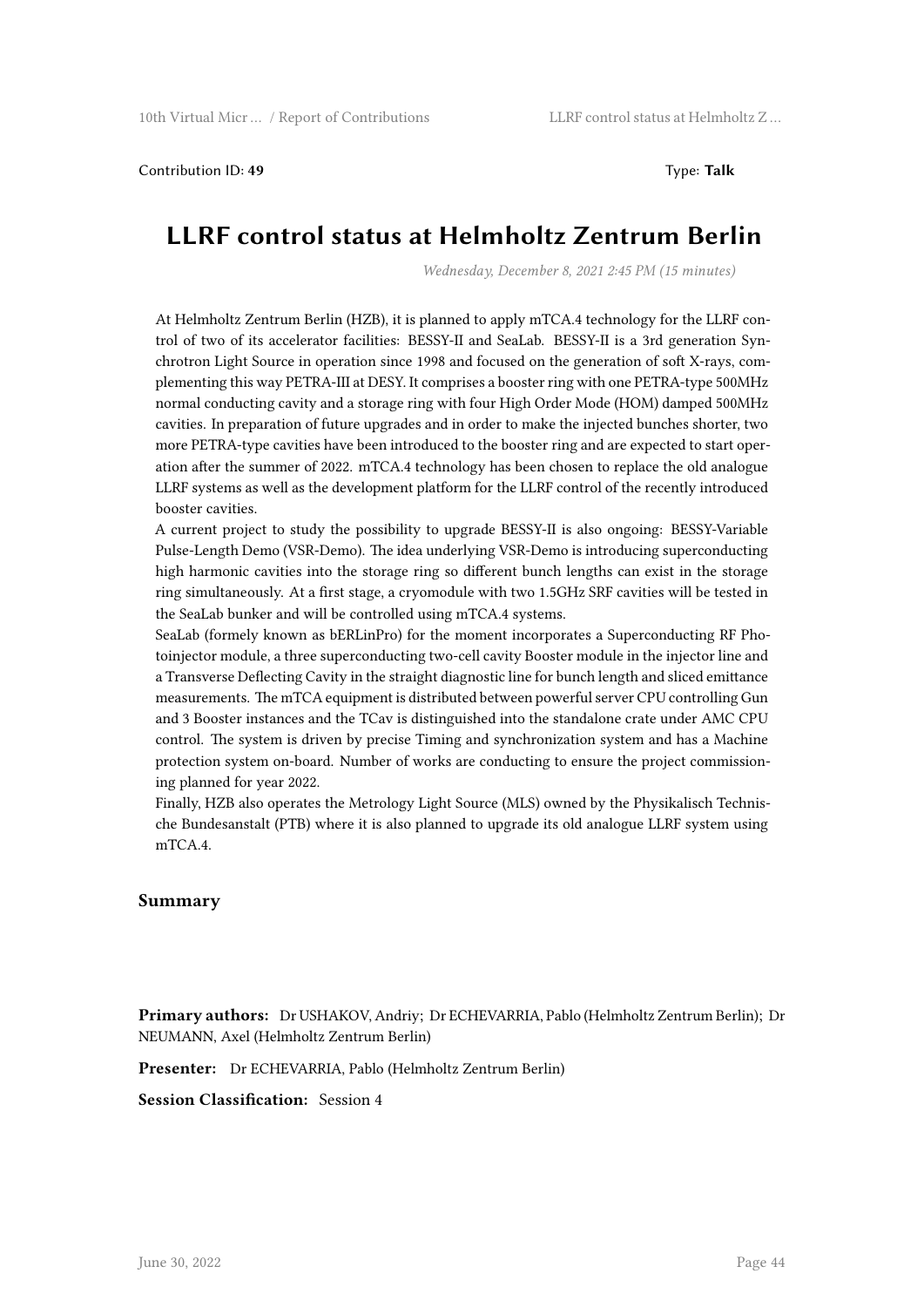Contribution ID: **49**

Type: **Talk**

# LLRF control status at Helmholtz Zentrum Berlin

*Wednesday, December 8, 2021 2:45 PM (15 minutes)*

At Helmholtz Zentrum Berlin (HZB), it is planned to apply mTCA.4 technology for the LLRF control of two of its accelerator facilities: BESSY-II and SeaLab. BESSY-II is a 3rd generation Synchrotron Light Source in operation since 1998 and focused on the generation of soft X-rays, complementing this way PETRA-III at DESY. It comprises a booster ring with one PETRA-type 500MHz normal conducting cavity and a storage ring with four High Order Mode (HOM) damped 500MHz cavities. In preparation of future upgrades and in order to make the injected bunches shorter, two more PETRA-type cavities have been introduced to the booster ring and are expected to start operation after the summer of 2022. mTCA.4 technology has been chosen to replace the old analogue LLRF systems as well as the development platform for the LLRF control of the recently introduced booster cavities.

A current project to study the possibility to upgrade BESSY-II is also ongoing: BESSY-Variable Pulse-Length Demo (VSR-Demo). The idea underlying VSR-Demo is introducing superconducting high harmonic cavities into the storage ring so different bunch lengths can exist in the storage ring simultaneously. At a first stage, a cryomodule with two 1.5GHz SRF cavities will be tested in the SeaLab bunker and will be controlled using mTCA.4 systems.

SeaLab (formely known as bERLinPro) for the moment incorporates a Superconducting RF Photoinjector module, a three superconducting two-cell cavity Booster module in the injector line and a Transverse Deflecting Cavity in the straight diagnostic line for bunch length and sliced emittance measurements. The mTCA equipment is distributed between powerful server CPU controlling Gun and 3 Booster instances and the TCav is distinguished into the standalone crate under AMC CPU control. The system is driven by precise Timing and synchronization system and has a Machine protection system on-board. Number of works are conducting to ensure the project commissioning planned for year 2022.

Finally, HZB also operates the Metrology Light Source (MLS) owned by the Physikalisch Technische Bundesanstalt (PTB) where it is also planned to upgrade its old analogue LLRF system using mTCA.4.

### Summary

**Primary authors:** Dr USHAKOV, Andriy; Dr ECHEVARRIA, Pablo (Helmholtz Zentrum Berlin); Dr NEUMANN, Axel (Helmholtz Zentrum Berlin)

**Presenter:** Dr ECHEVARRIA, Pablo (Helmholtz Zentrum Berlin)

**Session Classification:** Session 4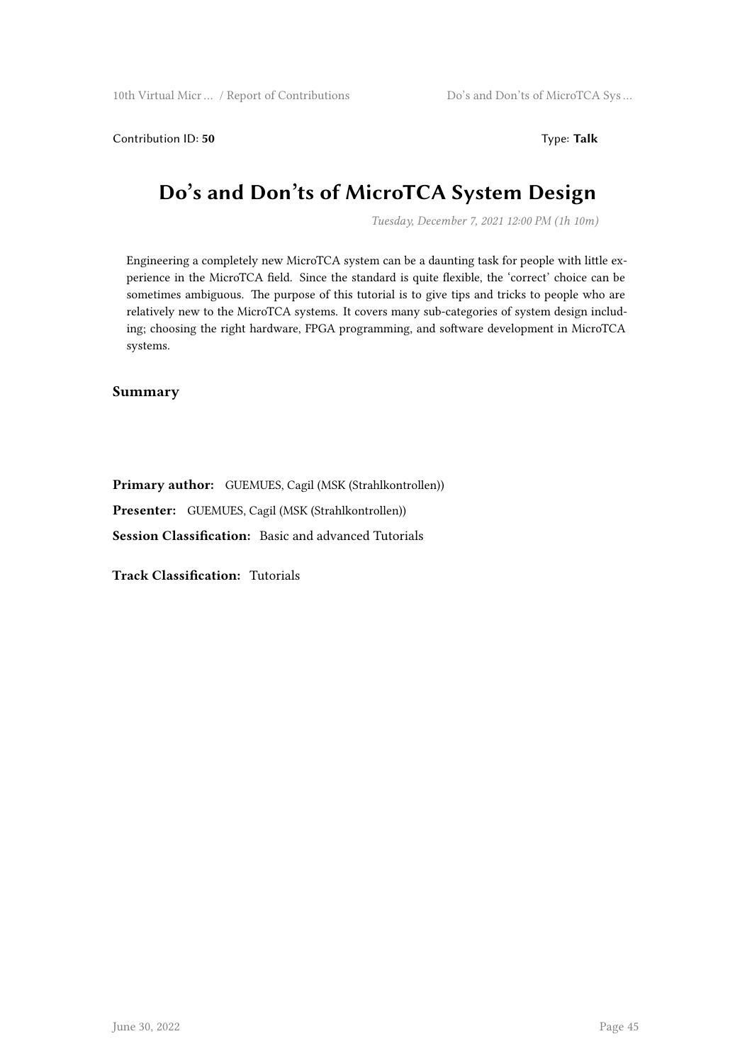Contribution ID: **50** Type: **Talk**

# Do's and Don'ts of MicroTCA System Design

*Tuesday, December 7, 2021 12:00 PM (1h 10m)*

Engineering a completely new MicroTCA system can be a daunting task for people with little experience in the MicroTCA field. Since the standard is quite flexible, the 'correct' choice can be sometimes ambiguous. The purpose of this tutorial is to give tips and tricks to people who are relatively new to the MicroTCA systems. It covers many sub-categories of system design including; choosing the right hardware, FPGA programming, and software development in MicroTCA systems.

### Summary

**Primary author:** GUEMUES, Cagil (MSK (Strahlkontrollen))

**Presenter:** GUEMUES, Cagil (MSK (Strahlkontrollen))

**Session Classification:** Basic and advanced Tutorials

**Track Classification:** Tutorials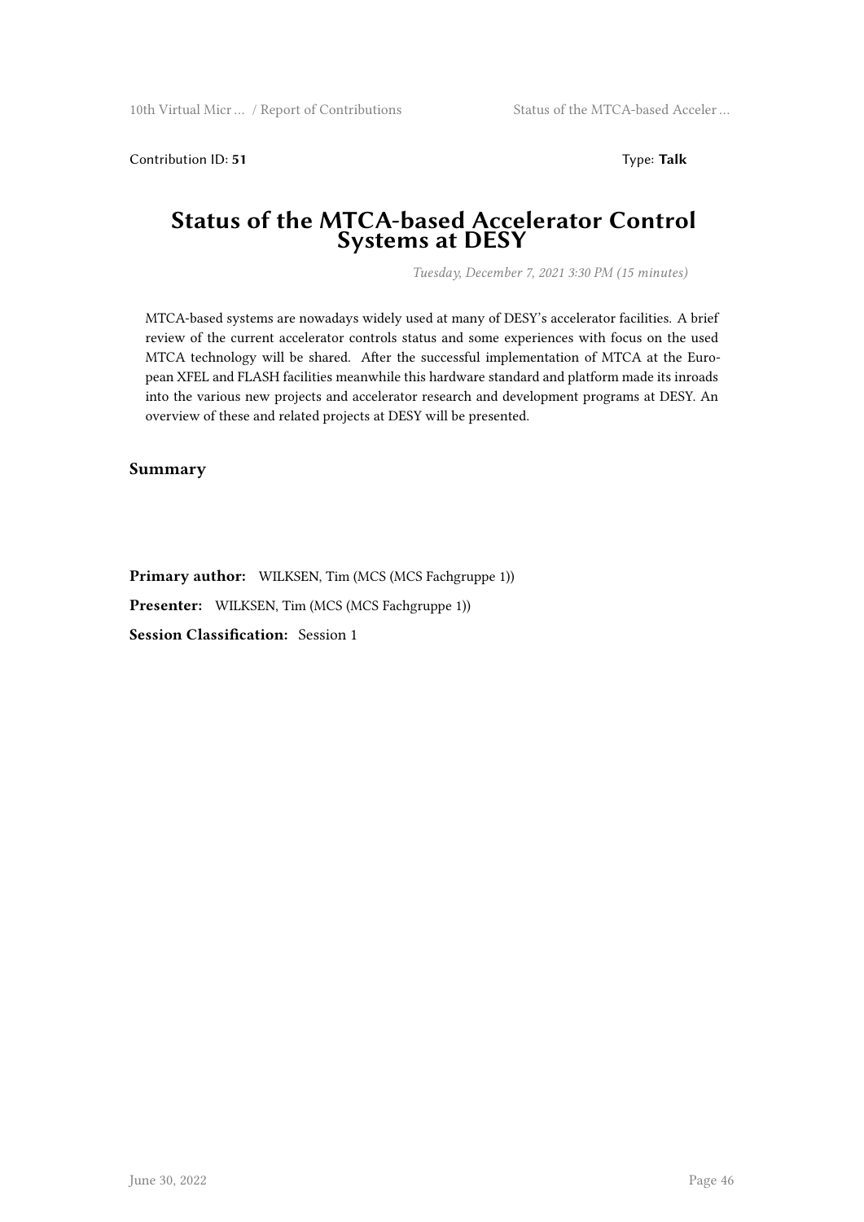Contribution ID: **51** Type: **Talk**

# Status of the MTCA-based Accelerator Control Systems at DESY

*Tuesday, December 7, 2021 3:30 PM (15 minutes)*

MTCA-based systems are nowadays widely used at many of DESY's accelerator facilities. A brief review of the current accelerator controls status and some experiences with focus on the used MTCA technology will be shared. After the successful implementation of MTCA at the European XFEL and FLASH facilities meanwhile this hardware standard and platform made its inroads into the various new projects and accelerator research and development programs at DESY. An overview of these and related projects at DESY will be presented.

## Summary

**Primary author:** WILKSEN, Tim (MCS (MCS Fachgruppe 1))

**Presenter:** WILKSEN, Tim (MCS (MCS Fachgruppe 1))

**Session Classification:** Session 1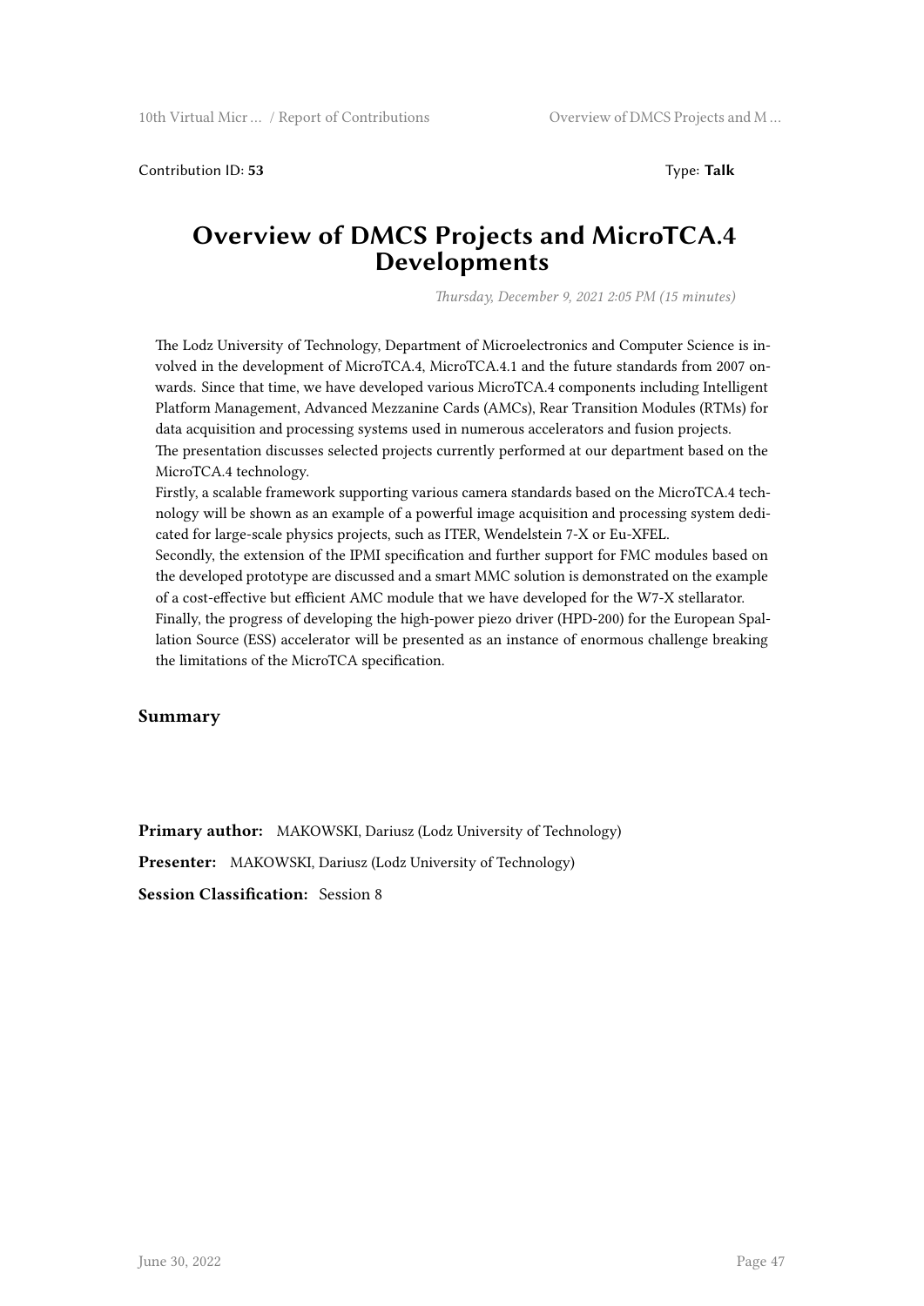Contribution ID: **53** Type: **Talk**

# Overview of DMCS Projects and MicroTCA.4 Developments

*Thursday, December 9, 2021 2:05 PM (15 minutes)*

The Lodz University of Technology, Department of Microelectronics and Computer Science is involved in the development of MicroTCA.4, MicroTCA.4.1 and the future standards from 2007 onwards. Since that time, we have developed various MicroTCA.4 components including Intelligent Platform Management, Advanced Mezzanine Cards (AMCs), Rear Transition Modules (RTMs) for data acquisition and processing systems used in numerous accelerators and fusion projects.
The presentation discusses selected projects currently performed at our department based on the MicroTCA.4 technology.
Firstly, a scalable framework supporting various camera standards based on the MicroTCA.4 technology will be shown as an example of a powerful image acquisition and processing system dedicated for large-scale physics projects, such as ITER, Wendelstein 7-X or Eu-XFEL.
Secondly, the extension of the IPMI specification and further support for FMC modules based on the developed prototype are discussed and a smart MMC solution is demonstrated on the example of a cost-effective but efficient AMC module that we have developed for the W7-X stellarator.
Finally, the progress of developing the high-power piezo driver (HPD-200) for the European Spallation Source (ESS) accelerator will be presented as an instance of enormous challenge breaking the limitations of the MicroTCA specification.

## Summary

**Primary author:** MAKOWSKI, Dariusz (Lodz University of Technology)

**Presenter:** MAKOWSKI, Dariusz (Lodz University of Technology)

**Session Classification:** Session 8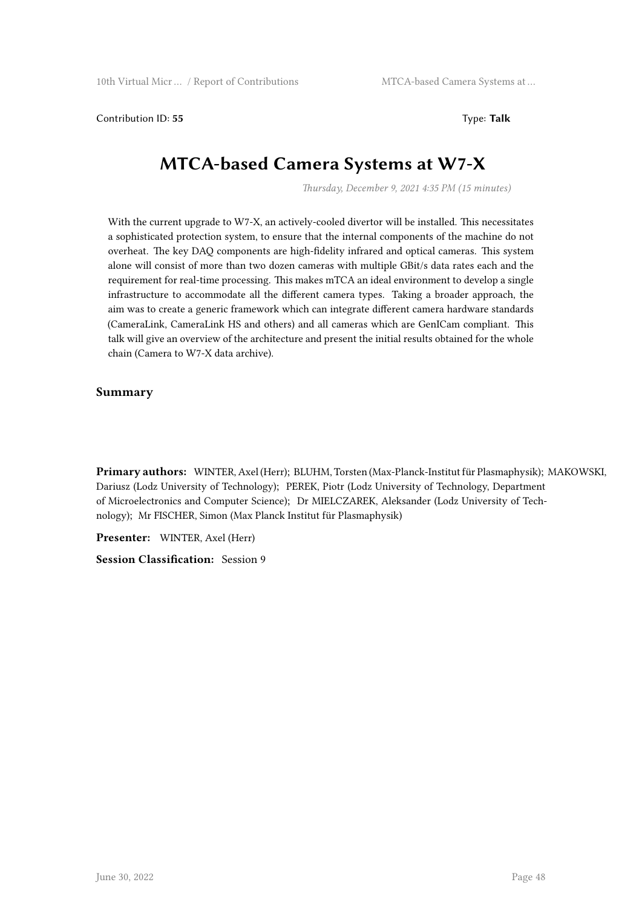Contribution ID: **55** Type: **Talk**

# MTCA-based Camera Systems at W7-X

*Thursday, December 9, 2021 4:35 PM (15 minutes)*

With the current upgrade to W7-X, an actively-cooled divertor will be installed. This necessitates a sophisticated protection system, to ensure that the internal components of the machine do not overheat. The key DAQ components are high-fidelity infrared and optical cameras. This system alone will consist of more than two dozen cameras with multiple GBit/s data rates each and the requirement for real-time processing. This makes mTCA an ideal environment to develop a single infrastructure to accommodate all the different camera types. Taking a broader approach, the aim was to create a generic framework which can integrate different camera hardware standards (CameraLink, CameraLink HS and others) and all cameras which are GenICam compliant. This talk will give an overview of the architecture and present the initial results obtained for the whole chain (Camera to W7-X data archive).

## Summary

**Primary authors:** WINTER, Axel (Herr); BLUHM, Torsten (Max-Planck-Institut für Plasmaphysik); MAKOWSKI, Dariusz (Lodz University of Technology); PEREK, Piotr (Lodz University of Technology, Department of Microelectronics and Computer Science); Dr MIELCZAREK, Aleksander (Lodz University of Technology); Mr FISCHER, Simon (Max Planck Institut für Plasmaphysik)

**Presenter:** WINTER, Axel (Herr)

**Session Classification:** Session 9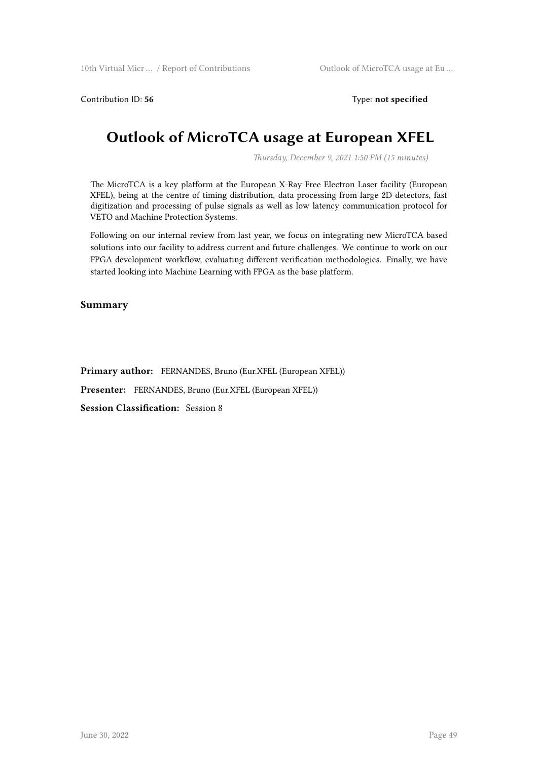Contribution ID: **56** Type: **not specified**

# Outlook of MicroTCA usage at European XFEL

*Thursday, December 9, 2021 1:50 PM (15 minutes)*

The MicroTCA is a key platform at the European X-Ray Free Electron Laser facility (European XFEL), being at the centre of timing distribution, data processing from large 2D detectors, fast digitization and processing of pulse signals as well as low latency communication protocol for VETO and Machine Protection Systems.

Following on our internal review from last year, we focus on integrating new MicroTCA based solutions into our facility to address current and future challenges. We continue to work on our FPGA development workflow, evaluating different verification methodologies. Finally, we have started looking into Machine Learning with FPGA as the base platform.

### Summary

**Primary author:** FERNANDES, Bruno (Eur.XFEL (European XFEL))

**Presenter:** FERNANDES, Bruno (Eur.XFEL (European XFEL))

**Session Classification:** Session 8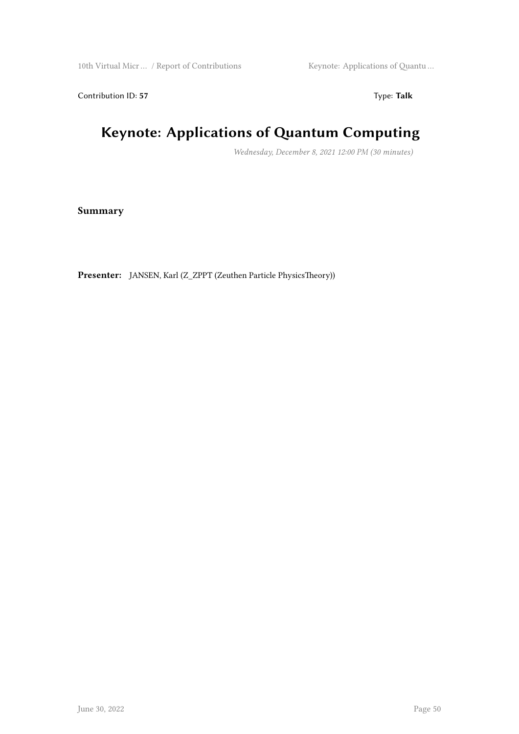Contribution ID: **57** Type: **Talk**

# Keynote: Applications of Quantum Computing

*Wednesday, December 8, 2021 12:00 PM (30 minutes)*

**Summary**

**Presenter:** JANSEN, Karl (Z_ZPPT (Zeuthen Particle PhysicsTheory))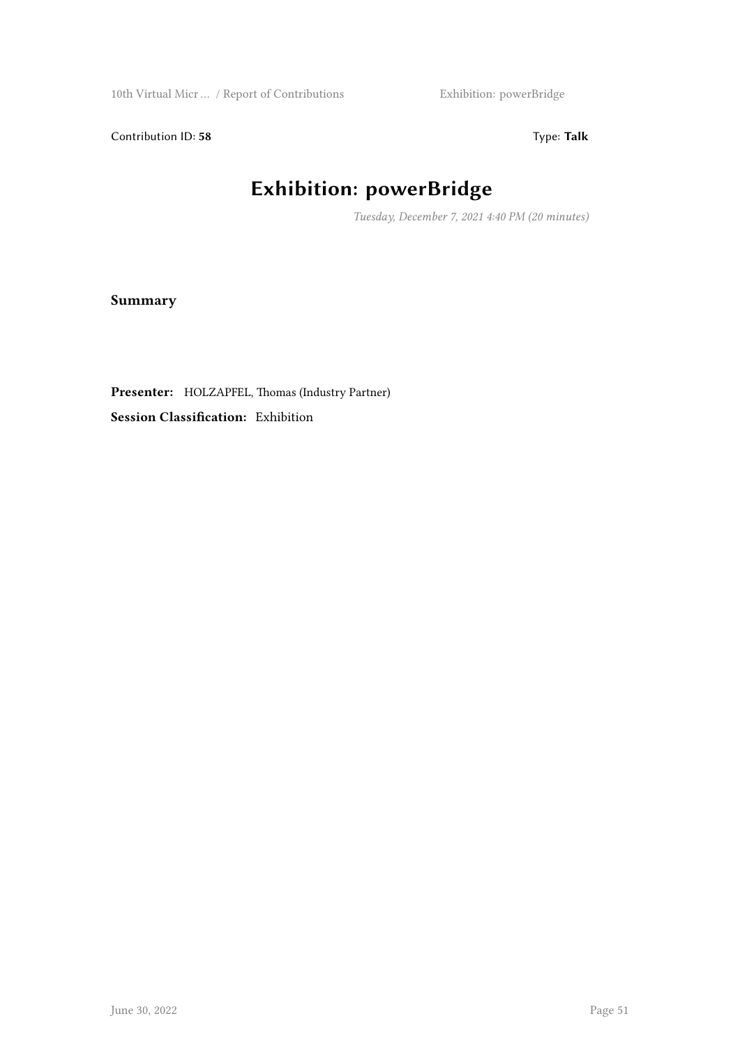Contribution ID: **58** Type: **Talk**

# Exhibition: powerBridge

*Tuesday, December 7, 2021 4:40 PM (20 minutes)*

**Summary**

**Presenter:** HOLZAPFEL, Thomas (Industry Partner)

**Session Classification:** Exhibition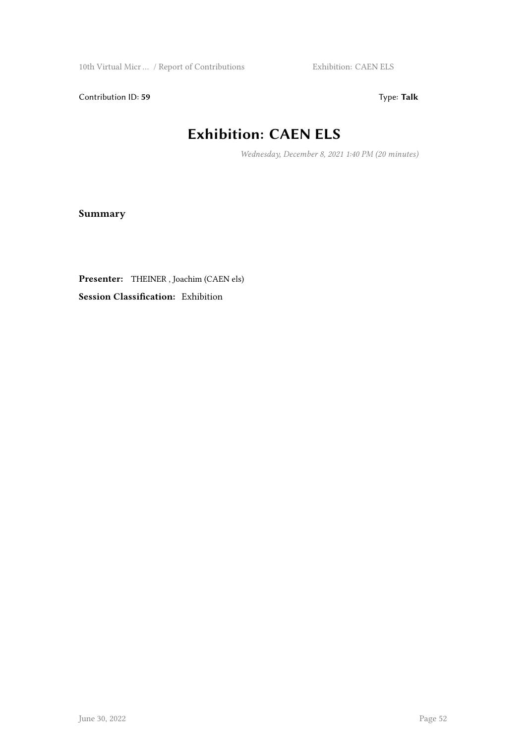Contribution ID: **59** Type: **Talk**

# Exhibition: CAEN ELS

*Wednesday, December 8, 2021 1:40 PM (20 minutes)*

**Summary**

**Presenter:** THEINER , Joachim (CAEN els)

**Session Classification:** Exhibition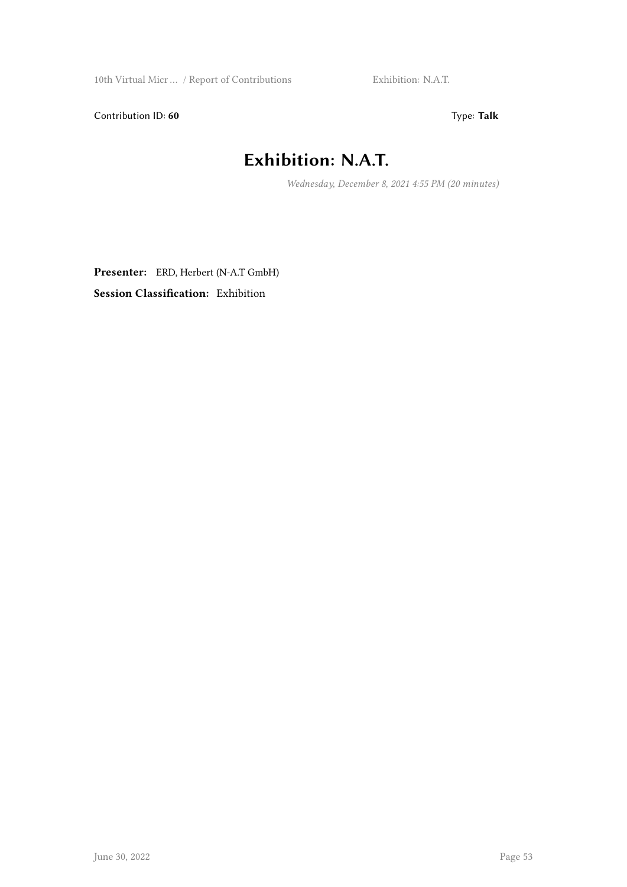Contribution ID: **60** Type: **Talk**

# Exhibition: N.A.T.

*Wednesday, December 8, 2021 4:55 PM (20 minutes)*

**Presenter:** ERD, Herbert (N-A.T GmbH)

**Session Classification:** Exhibition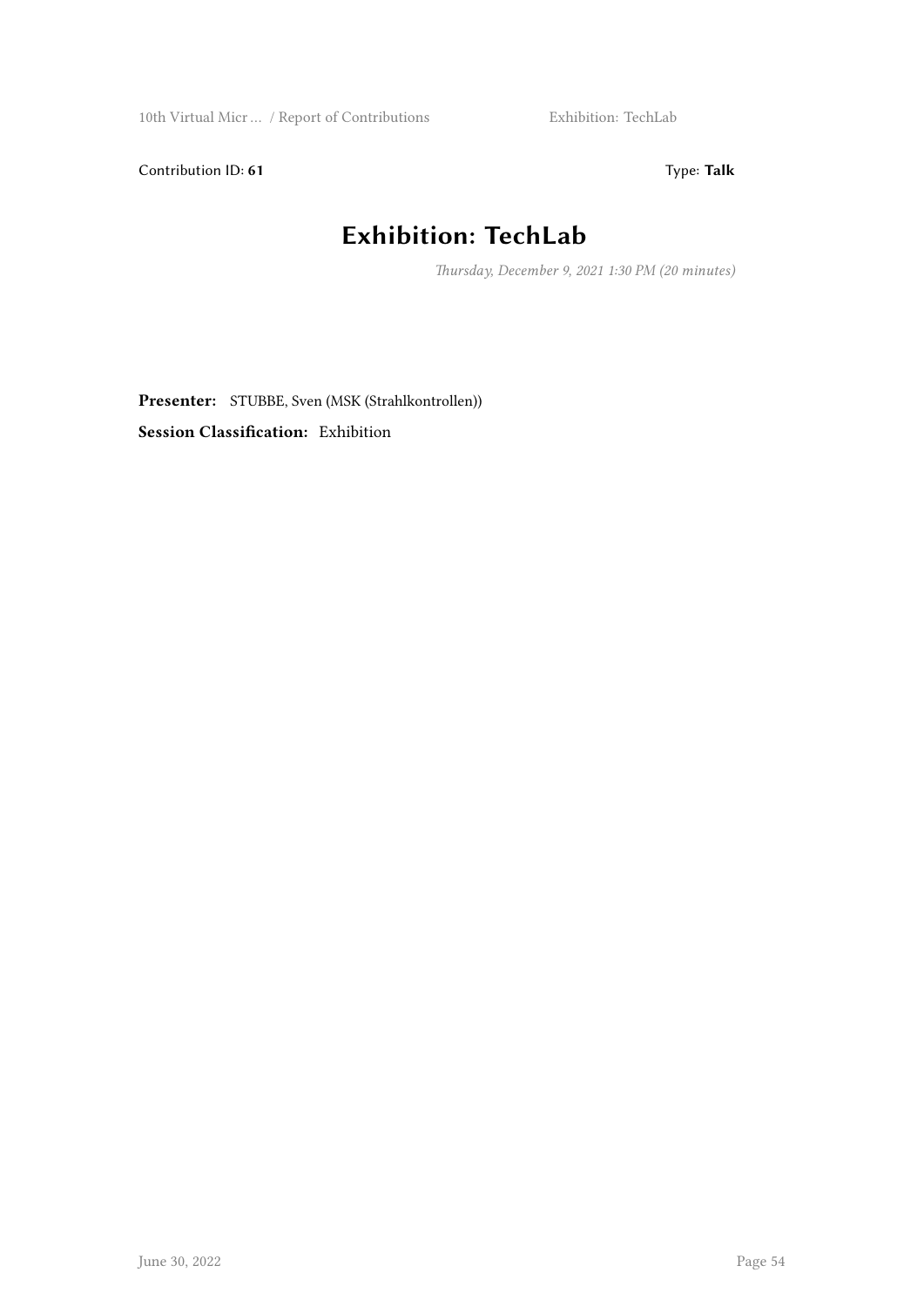Contribution ID: **61** Type: **Talk**

# Exhibition: TechLab

*Thursday, December 9, 2021 1:30 PM (20 minutes)*

**Presenter:** STUBBE, Sven (MSK (Strahlkontrollen))

**Session Classification:** Exhibition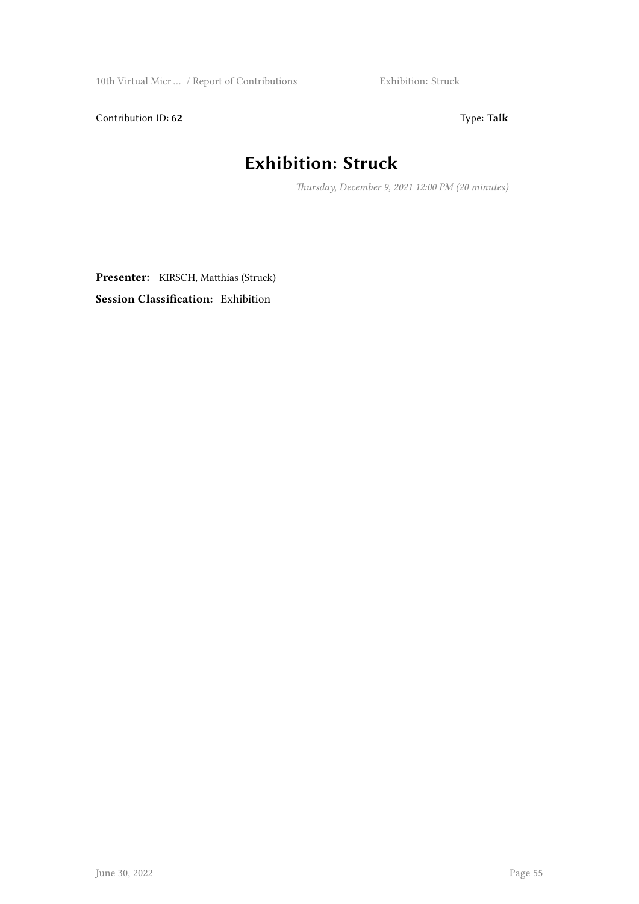Contribution ID: **62**

Type: **Talk**

# Exhibition: Struck

*Thursday, December 9, 2021 12:00 PM (20 minutes)*

**Presenter:** KIRSCH, Matthias (Struck)

**Session Classification:** Exhibition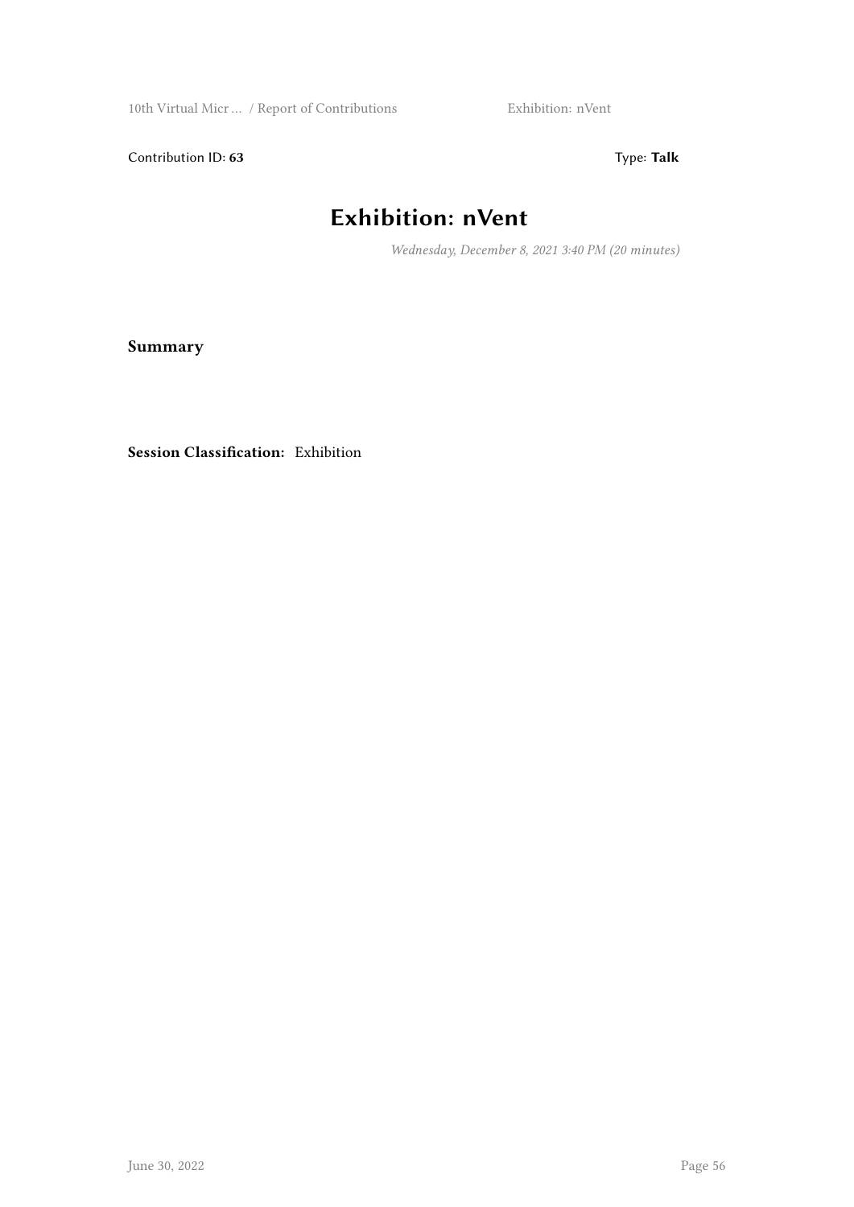Contribution ID: **63** Type: **Talk**

# Exhibition: nVent

*Wednesday, December 8, 2021 3:40 PM (20 minutes)*

**Summary**

**Session Classification:** Exhibition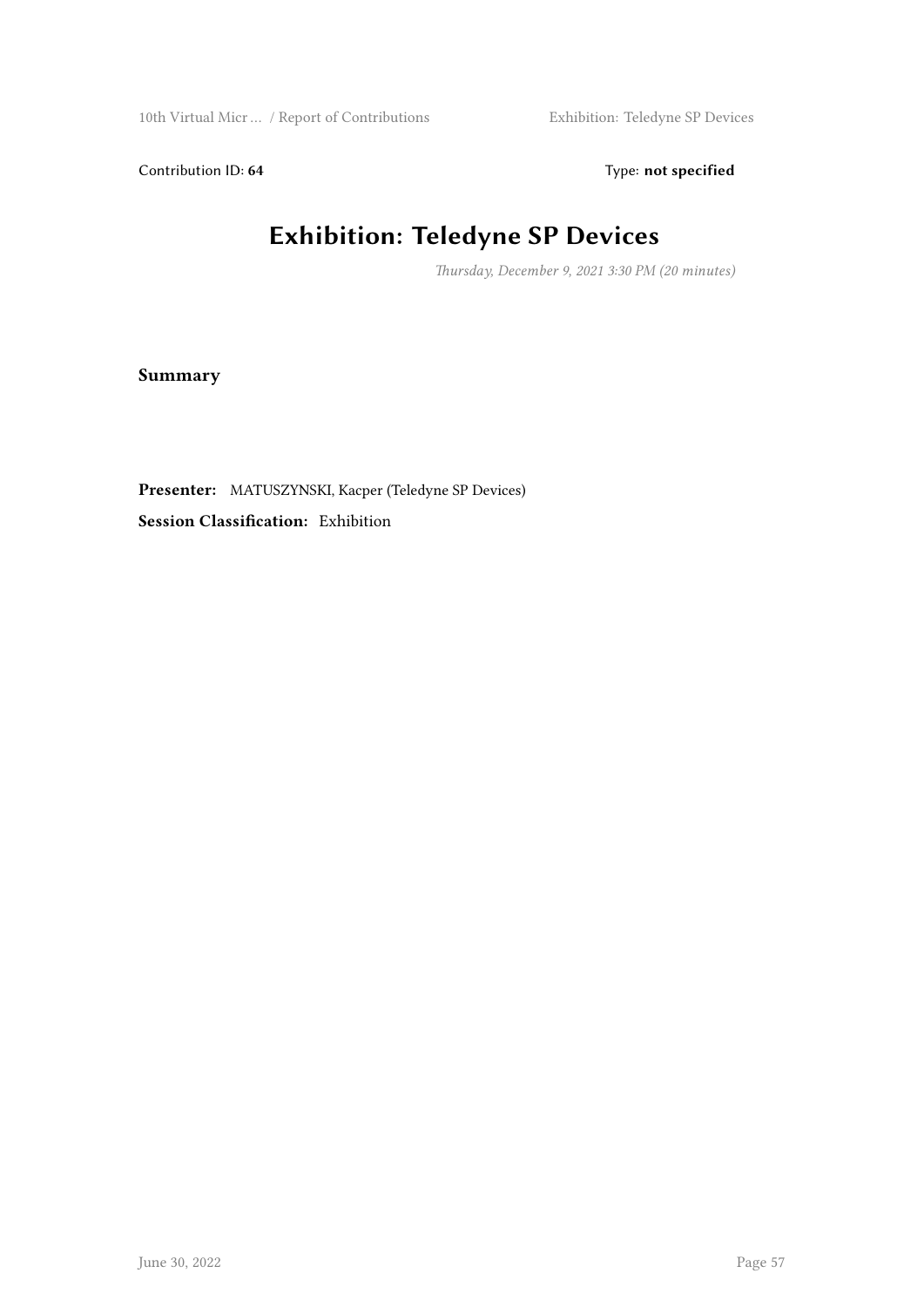Contribution ID: **64**

Type: **not specified**

# Exhibition: Teledyne SP Devices

*Thursday, December 9, 2021 3:30 PM (20 minutes)*

**Summary**

**Presenter:** MATUSZYNSKI, Kacper (Teledyne SP Devices)

**Session Classification:** Exhibition